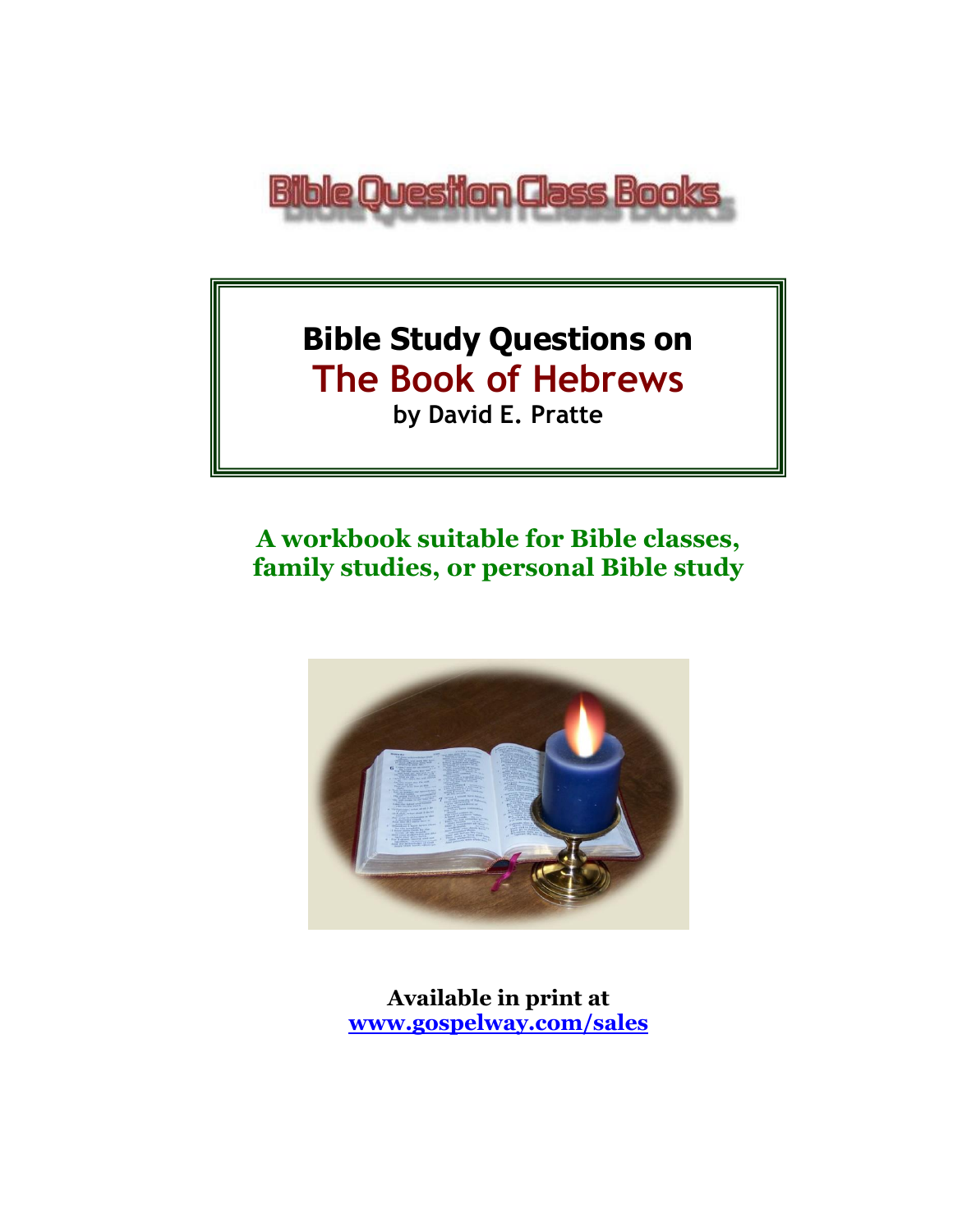Bible Question Class Books

# Bible Study Questions on
# The Book of Hebrews

**by David E. Pratte**

**A workbook suitable for Bible classes, family studies, or personal Bible study**

**Available in print at**
**[www.gospelway.com/sales](www.gospelway.com/sales)**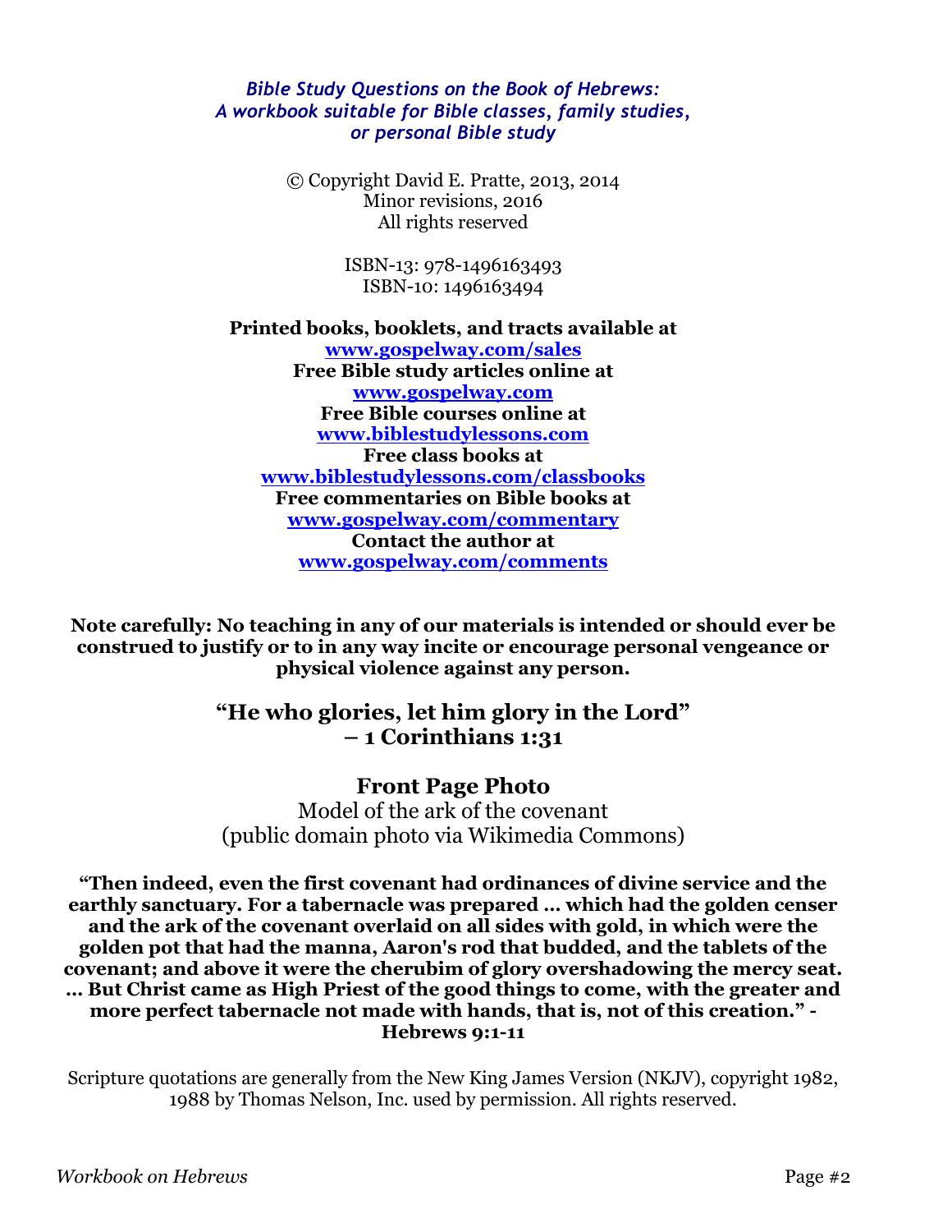*Bible Study Questions on the Book of Hebrews:*
*A workbook suitable for Bible classes, family studies, or personal Bible study*

© Copyright David E. Pratte, 2013, 2014
Minor revisions, 2016
All rights reserved

ISBN-13: 978-1496163493
ISBN-10: 1496163494

**Printed books, booklets, and tracts available at**
**www.gospelway.com/sales**
**Free Bible study articles online at**
**www.gospelway.com**
**Free Bible courses online at**
**www.biblestudylessons.com**
**Free class books at**
**www.biblestudylessons.com/classbooks**
**Free commentaries on Bible books at**
**www.gospelway.com/commentary**
**Contact the author at**
**www.gospelway.com/comments**

**Note carefully: No teaching in any of our materials is intended or should ever be construed to justify or to in any way incite or encourage personal vengeance or physical violence against any person.**

## "He who glories, let him glory in the Lord" – 1 Corinthians 1:31

## Front Page Photo

Model of the ark of the covenant
(public domain photo via Wikimedia Commons)

**"Then indeed, even the first covenant had ordinances of divine service and the earthly sanctuary. For a tabernacle was prepared … which had the golden censer and the ark of the covenant overlaid on all sides with gold, in which were the golden pot that had the manna, Aaron's rod that budded, and the tablets of the covenant; and above it were the cherubim of glory overshadowing the mercy seat. … But Christ came as High Priest of the good things to come, with the greater and more perfect tabernacle not made with hands, that is, not of this creation." - Hebrews 9:1-11**

Scripture quotations are generally from the New King James Version (NKJV), copyright 1982, 1988 by Thomas Nelson, Inc. used by permission. All rights reserved.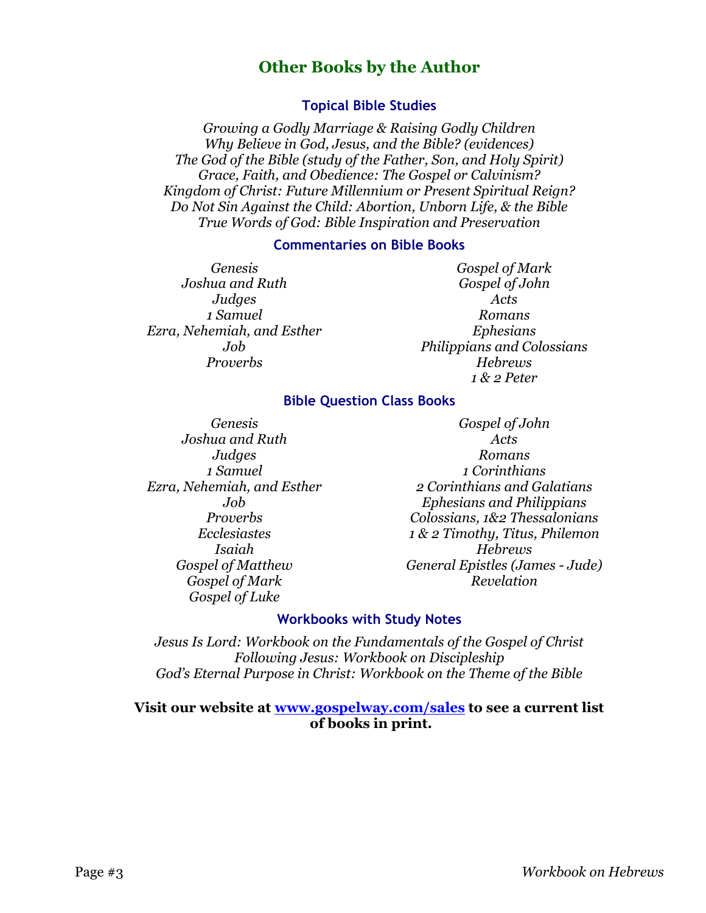## Other Books by the Author

### Topical Bible Studies

*Growing a Godly Marriage & Raising Godly Children*
*Why Believe in God, Jesus, and the Bible? (evidences)*
*The God of the Bible (study of the Father, Son, and Holy Spirit)*
*Grace, Faith, and Obedience: The Gospel or Calvinism?*
*Kingdom of Christ: Future Millennium or Present Spiritual Reign?*
*Do Not Sin Against the Child: Abortion, Unborn Life, & the Bible*
*True Words of God: Bible Inspiration and Preservation*

### Commentaries on Bible Books

*Genesis*
*Joshua and Ruth*
*Judges*
*1 Samuel*
*Ezra, Nehemiah, and Esther*
*Job*
*Proverbs*
*Gospel of Mark*
*Gospel of John*
*Acts*
*Romans*
*Ephesians*
*Philippians and Colossians*
*Hebrews*
*1 & 2 Peter*

### Bible Question Class Books

*Genesis*
*Joshua and Ruth*
*Judges*
*1 Samuel*
*Ezra, Nehemiah, and Esther*
*Job*
*Proverbs*
*Ecclesiastes*
*Isaiah*
*Gospel of Matthew*
*Gospel of Mark*
*Gospel of Luke*
*Gospel of John*
*Acts*
*Romans*
*1 Corinthians*
*2 Corinthians and Galatians*
*Ephesians and Philippians*
*Colossians, 1&2 Thessalonians*
*1 & 2 Timothy, Titus, Philemon*
*Hebrews*
*General Epistles (James - Jude)*
*Revelation*

### Workbooks with Study Notes

*Jesus Is Lord: Workbook on the Fundamentals of the Gospel of Christ*
*Following Jesus: Workbook on Discipleship*
*God's Eternal Purpose in Christ: Workbook on the Theme of the Bible*

**Visit our website at [www.gospelway.com/sales](www.gospelway.com/sales) to see a current list of books in print.**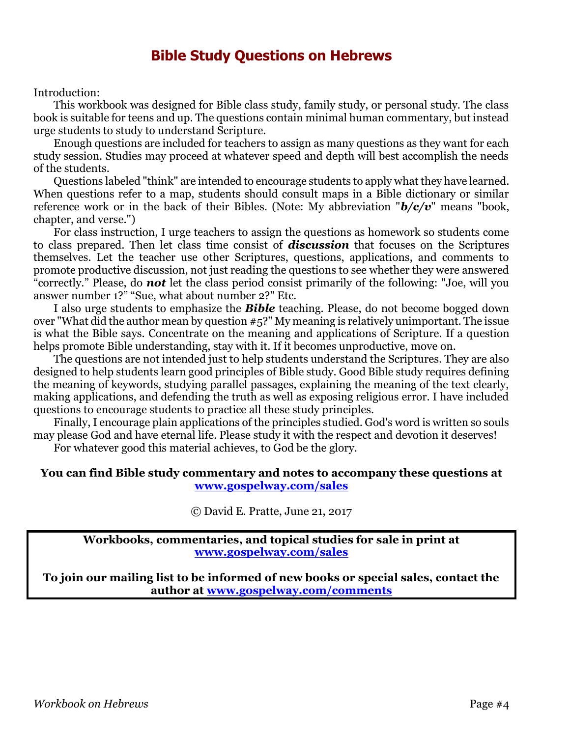# Bible Study Questions on Hebrews

Introduction:

This workbook was designed for Bible class study, family study, or personal study. The class book is suitable for teens and up. The questions contain minimal human commentary, but instead urge students to study to understand Scripture.

Enough questions are included for teachers to assign as many questions as they want for each study session. Studies may proceed at whatever speed and depth will best accomplish the needs of the students.

Questions labeled "think" are intended to encourage students to apply what they have learned. When questions refer to a map, students should consult maps in a Bible dictionary or similar reference work or in the back of their Bibles. (Note: My abbreviation "***b/c/v***" means "book, chapter, and verse.")

For class instruction, I urge teachers to assign the questions as homework so students come to class prepared. Then let class time consist of ***discussion*** that focuses on the Scriptures themselves. Let the teacher use other Scriptures, questions, applications, and comments to promote productive discussion, not just reading the questions to see whether they were answered "correctly." Please, do ***not*** let the class period consist primarily of the following: "Joe, will you answer number 1?" "Sue, what about number 2?" Etc.

I also urge students to emphasize the ***Bible*** teaching. Please, do not become bogged down over "What did the author mean by question #5?" My meaning is relatively unimportant. The issue is what the Bible says. Concentrate on the meaning and applications of Scripture. If a question helps promote Bible understanding, stay with it. If it becomes unproductive, move on.

The questions are not intended just to help students understand the Scriptures. They are also designed to help students learn good principles of Bible study. Good Bible study requires defining the meaning of keywords, studying parallel passages, explaining the meaning of the text clearly, making applications, and defending the truth as well as exposing religious error. I have included questions to encourage students to practice all these study principles.

Finally, I encourage plain applications of the principles studied. God's word is written so souls may please God and have eternal life. Please study it with the respect and devotion it deserves!

For whatever good this material achieves, to God be the glory.

**You can find Bible study commentary and notes to accompany these questions at [www.gospelway.com/sales](http://www.gospelway.com/sales)**

© David E. Pratte, June 21, 2017

**Workbooks, commentaries, and topical studies for sale in print at [www.gospelway.com/sales](http://www.gospelway.com/sales)**

**To join our mailing list to be informed of new books or special sales, contact the author at [www.gospelway.com/comments](http://www.gospelway.com/comments)**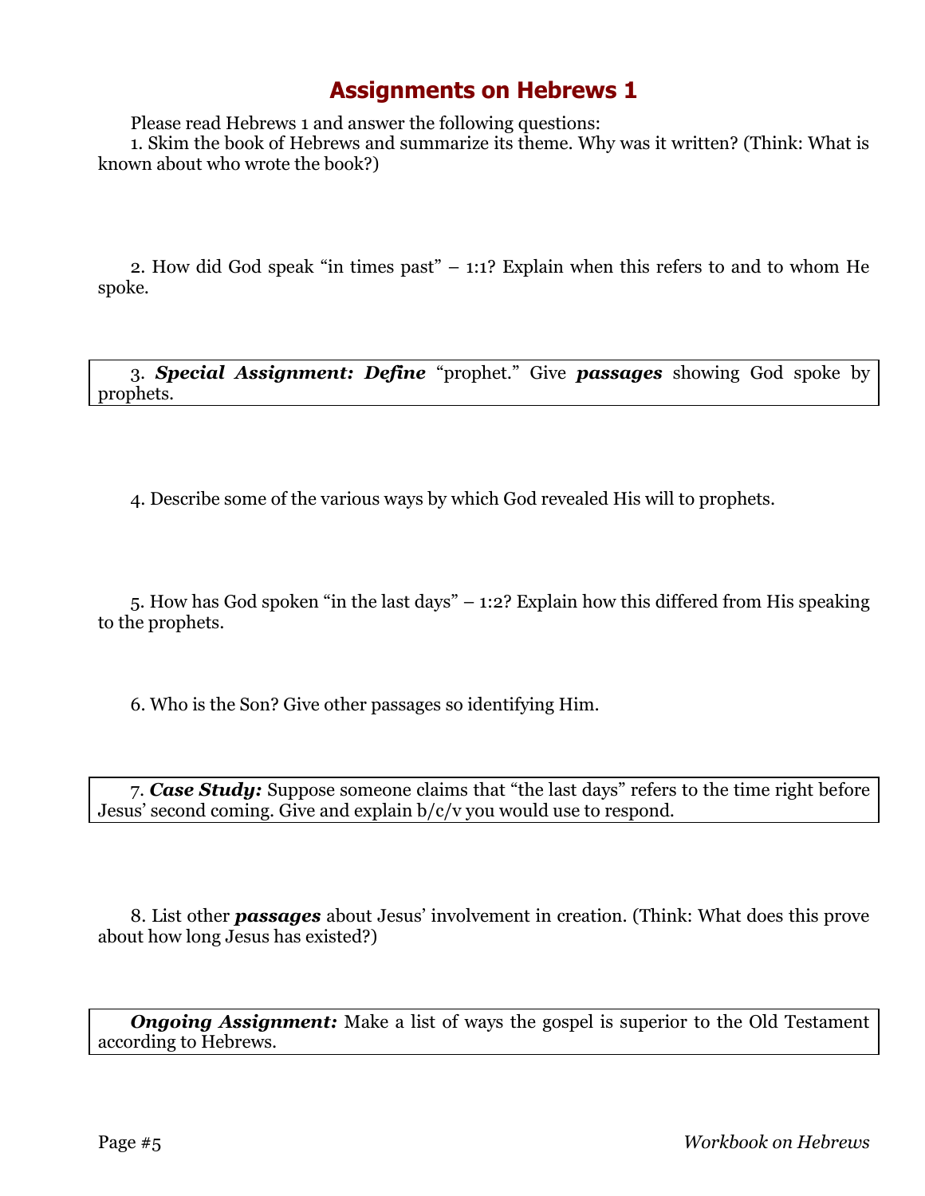# Assignments on Hebrews 1

Please read Hebrews 1 and answer the following questions:

1. Skim the book of Hebrews and summarize its theme. Why was it written? (Think: What is known about who wrote the book?)

2. How did God speak "in times past" – 1:1? Explain when this refers to and to whom He spoke.

3. ***Special Assignment: Define*** "prophet." Give ***passages*** showing God spoke by prophets.

4. Describe some of the various ways by which God revealed His will to prophets.

5. How has God spoken "in the last days" – 1:2? Explain how this differed from His speaking to the prophets.

6. Who is the Son? Give other passages so identifying Him.

7. ***Case Study:*** Suppose someone claims that "the last days" refers to the time right before Jesus' second coming. Give and explain b/c/v you would use to respond.

8. List other ***passages*** about Jesus' involvement in creation. (Think: What does this prove about how long Jesus has existed?)

***Ongoing Assignment:*** Make a list of ways the gospel is superior to the Old Testament according to Hebrews.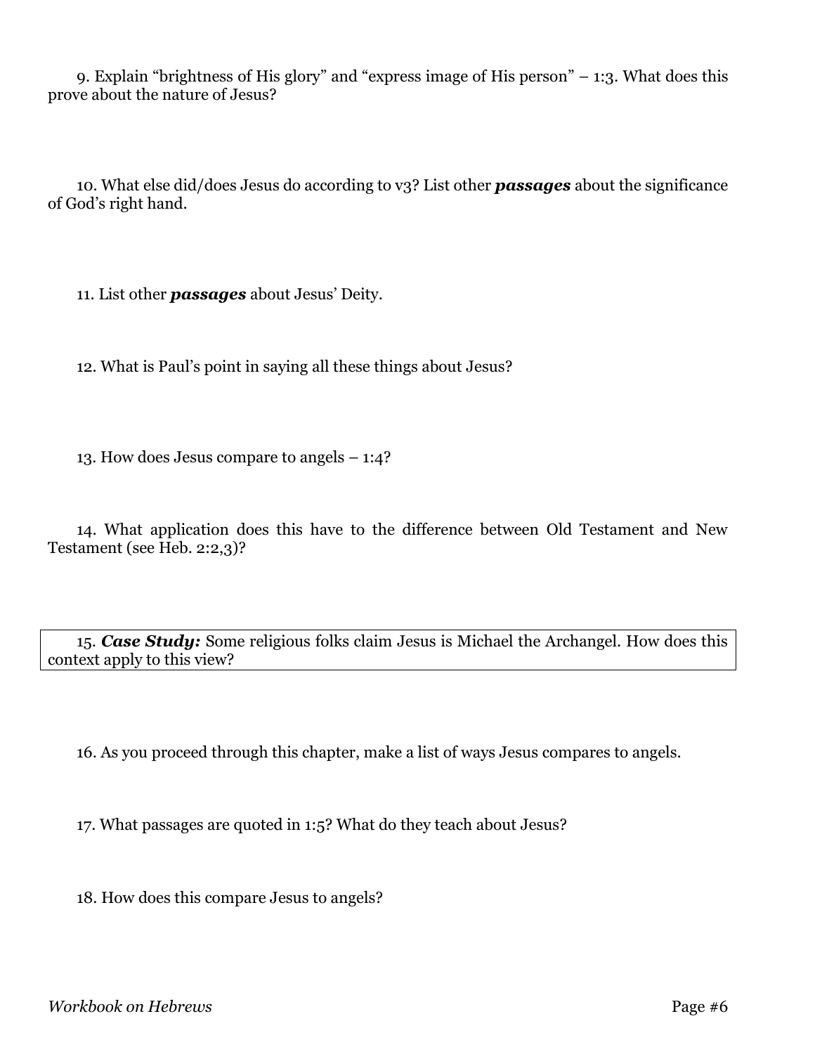9. Explain "brightness of His glory" and "express image of His person" – 1:3. What does this prove about the nature of Jesus?

10. What else did/does Jesus do according to v3? List other ***passages*** about the significance of God's right hand.

11. List other ***passages*** about Jesus' Deity.

12. What is Paul's point in saying all these things about Jesus?

13. How does Jesus compare to angels – 1:4?

14. What application does this have to the difference between Old Testament and New Testament (see Heb. 2:2,3)?

15. ***Case Study:*** Some religious folks claim Jesus is Michael the Archangel. How does this context apply to this view?

16. As you proceed through this chapter, make a list of ways Jesus compares to angels.

17. What passages are quoted in 1:5? What do they teach about Jesus?

18. How does this compare Jesus to angels?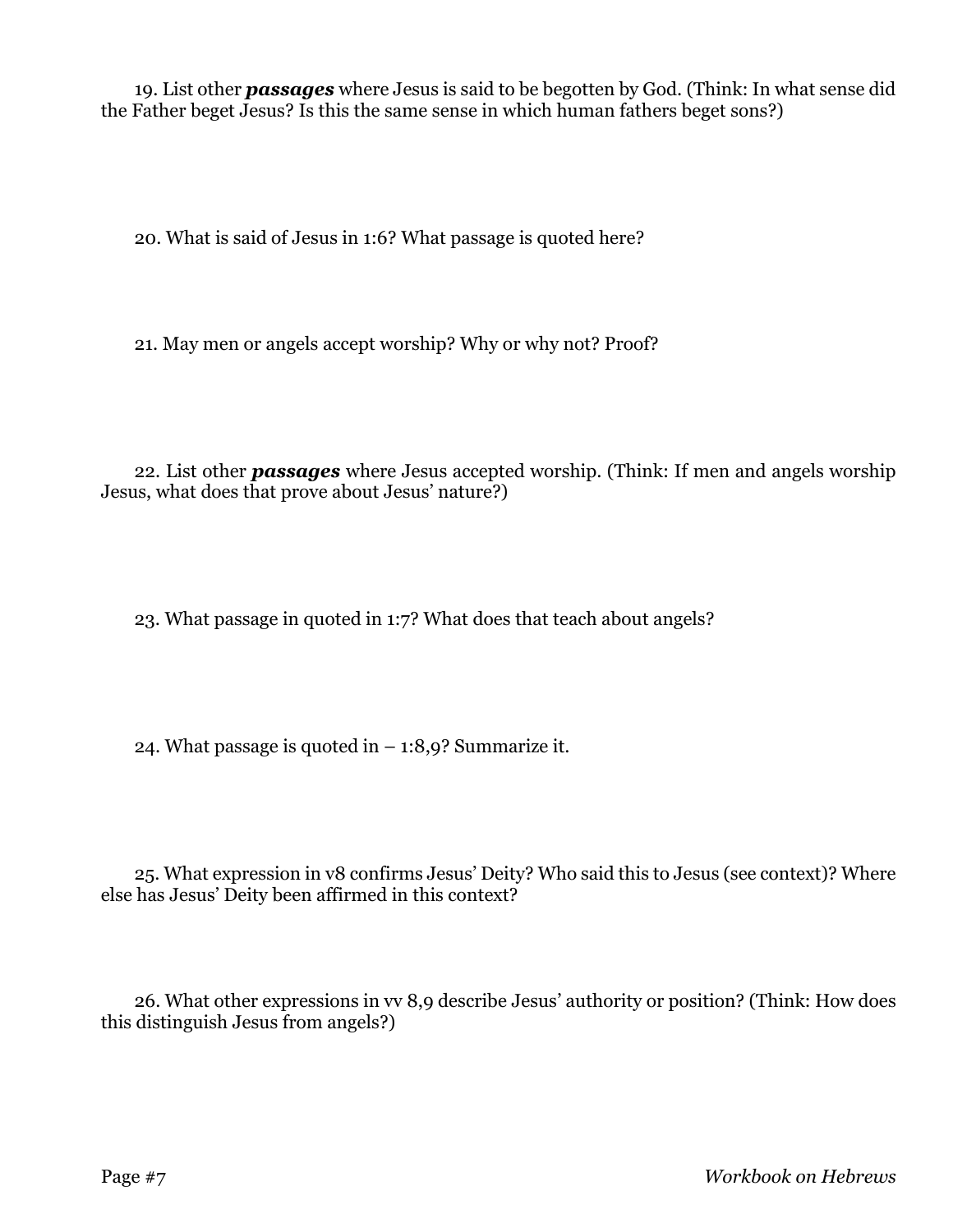19. List other ***passages*** where Jesus is said to be begotten by God. (Think: In what sense did the Father beget Jesus? Is this the same sense in which human fathers beget sons?)

20. What is said of Jesus in 1:6? What passage is quoted here?

21. May men or angels accept worship? Why or why not? Proof?

22. List other ***passages*** where Jesus accepted worship. (Think: If men and angels worship Jesus, what does that prove about Jesus' nature?)

23. What passage in quoted in 1:7? What does that teach about angels?

24. What passage is quoted in – 1:8,9? Summarize it.

25. What expression in v8 confirms Jesus' Deity? Who said this to Jesus (see context)? Where else has Jesus' Deity been affirmed in this context?

26. What other expressions in vv 8,9 describe Jesus' authority or position? (Think: How does this distinguish Jesus from angels?)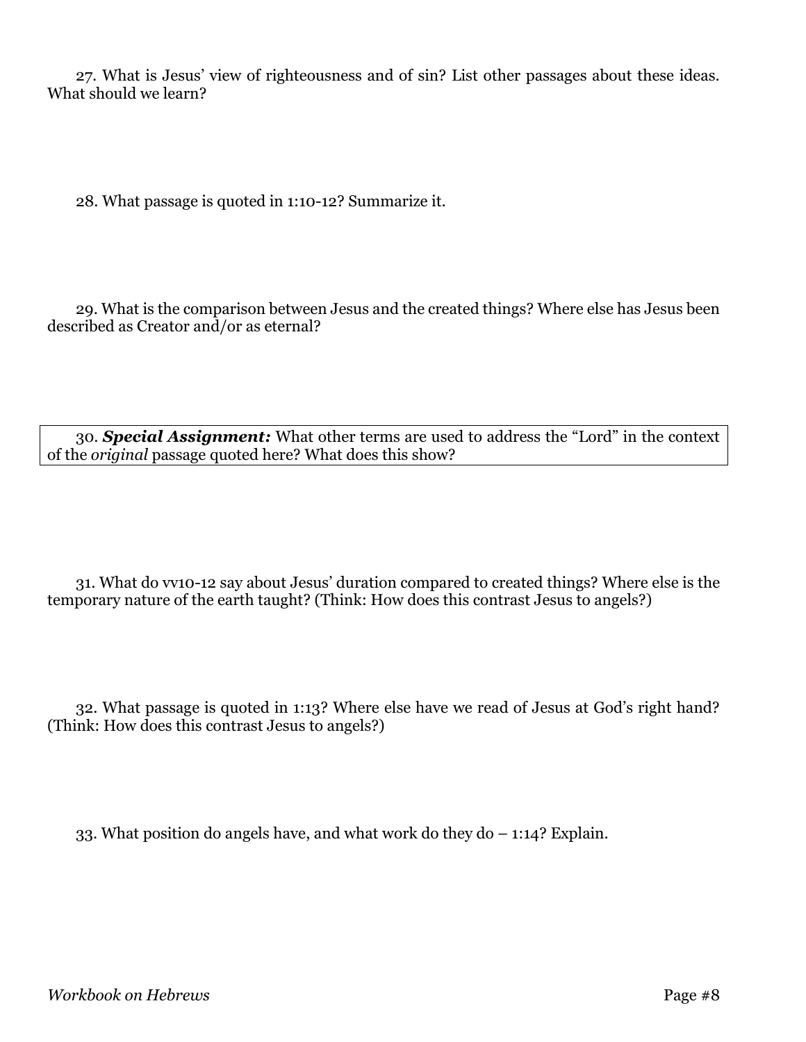27. What is Jesus' view of righteousness and of sin? List other passages about these ideas. What should we learn?

28. What passage is quoted in 1:10-12? Summarize it.

29. What is the comparison between Jesus and the created things? Where else has Jesus been described as Creator and/or as eternal?

30. ***Special Assignment:*** What other terms are used to address the "Lord" in the context of the *original* passage quoted here? What does this show?

31. What do vv10-12 say about Jesus' duration compared to created things? Where else is the temporary nature of the earth taught? (Think: How does this contrast Jesus to angels?)

32. What passage is quoted in 1:13? Where else have we read of Jesus at God's right hand? (Think: How does this contrast Jesus to angels?)

33. What position do angels have, and what work do they do – 1:14? Explain.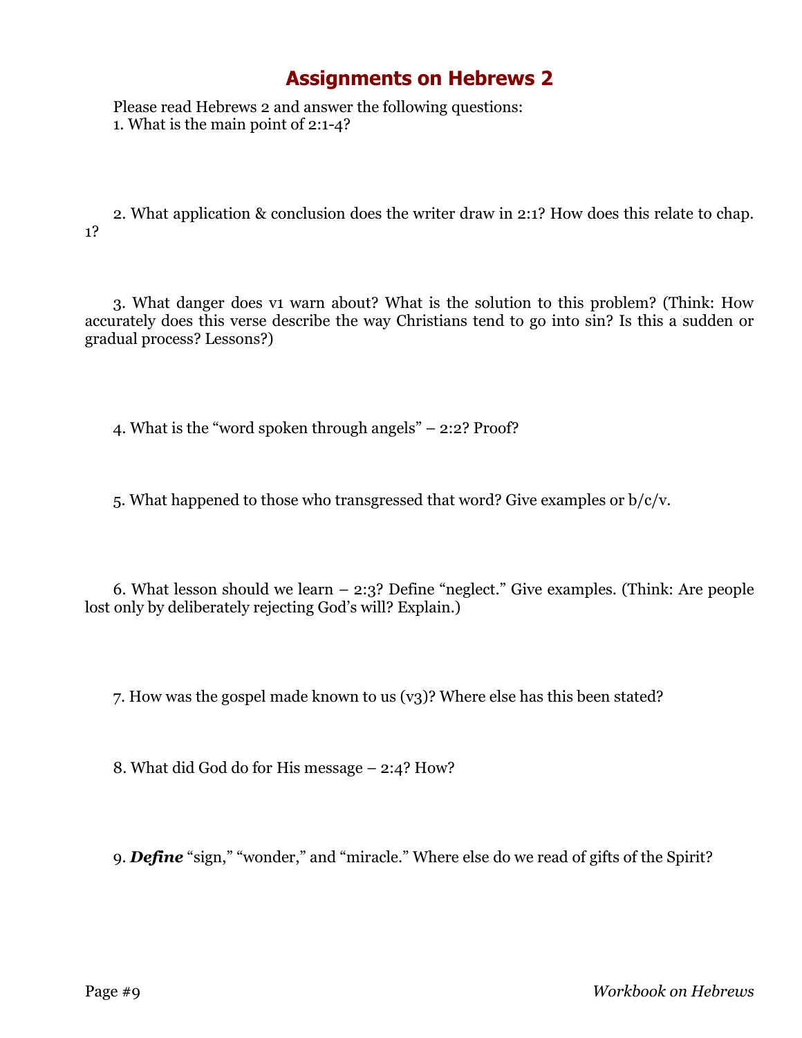# Assignments on Hebrews 2

Please read Hebrews 2 and answer the following questions:

1. What is the main point of 2:1-4?

2. What application & conclusion does the writer draw in 2:1? How does this relate to chap. 1?

3. What danger does v1 warn about? What is the solution to this problem? (Think: How accurately does this verse describe the way Christians tend to go into sin? Is this a sudden or gradual process? Lessons?)

4. What is the "word spoken through angels" – 2:2? Proof?

5. What happened to those who transgressed that word? Give examples or b/c/v.

6. What lesson should we learn – 2:3? Define "neglect." Give examples. (Think: Are people lost only by deliberately rejecting God's will? Explain.)

7. How was the gospel made known to us (v3)? Where else has this been stated?

8. What did God do for His message – 2:4? How?

9. ***Define*** "sign," "wonder," and "miracle." Where else do we read of gifts of the Spirit?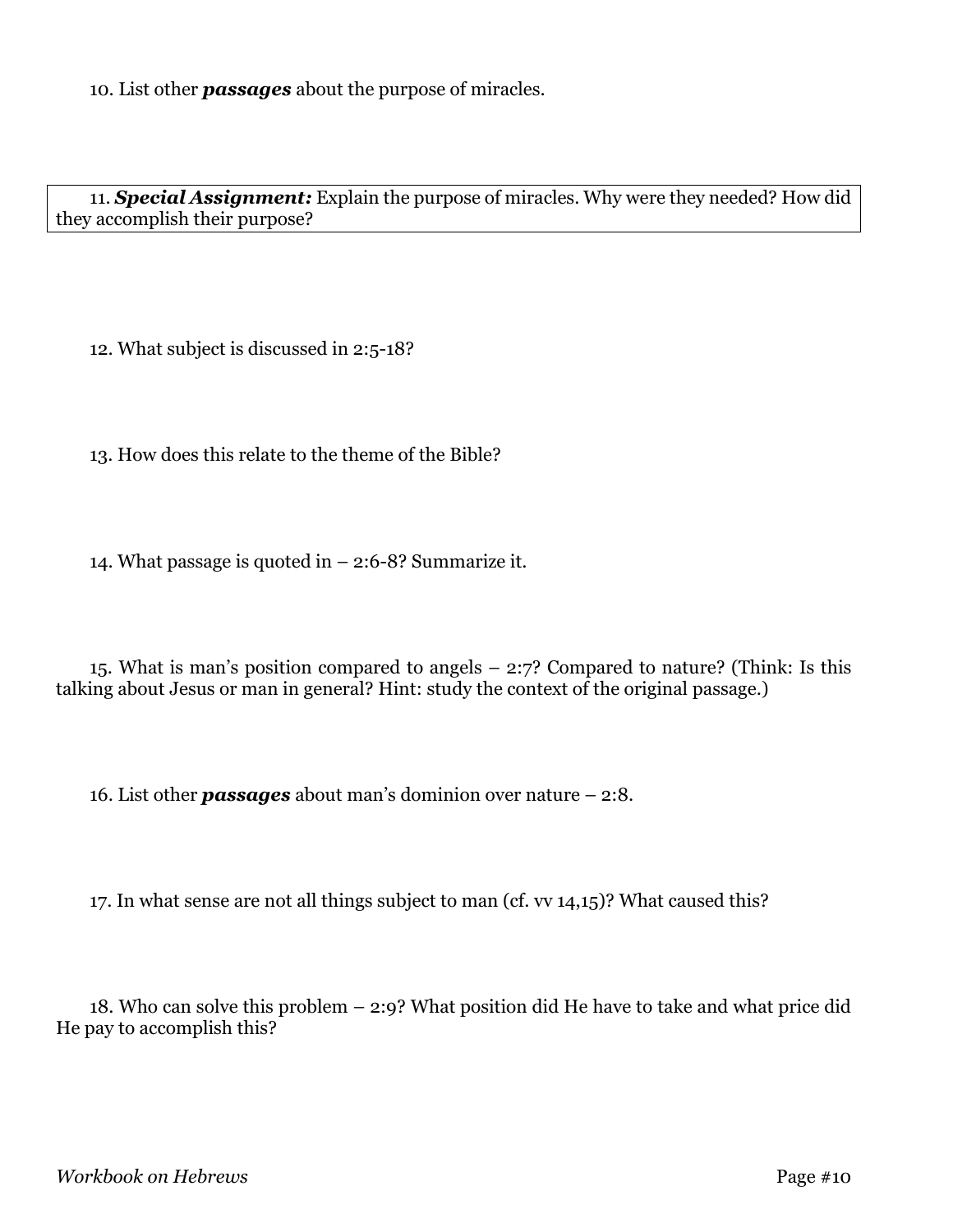10. List other ***passages*** about the purpose of miracles.

11. ***Special Assignment:*** Explain the purpose of miracles. Why were they needed? How did they accomplish their purpose?

12. What subject is discussed in 2:5-18?

13. How does this relate to the theme of the Bible?

14. What passage is quoted in – 2:6-8? Summarize it.

15. What is man's position compared to angels – 2:7? Compared to nature? (Think: Is this talking about Jesus or man in general? Hint: study the context of the original passage.)

16. List other ***passages*** about man's dominion over nature – 2:8.

17. In what sense are not all things subject to man (cf. vv 14,15)? What caused this?

18. Who can solve this problem – 2:9? What position did He have to take and what price did He pay to accomplish this?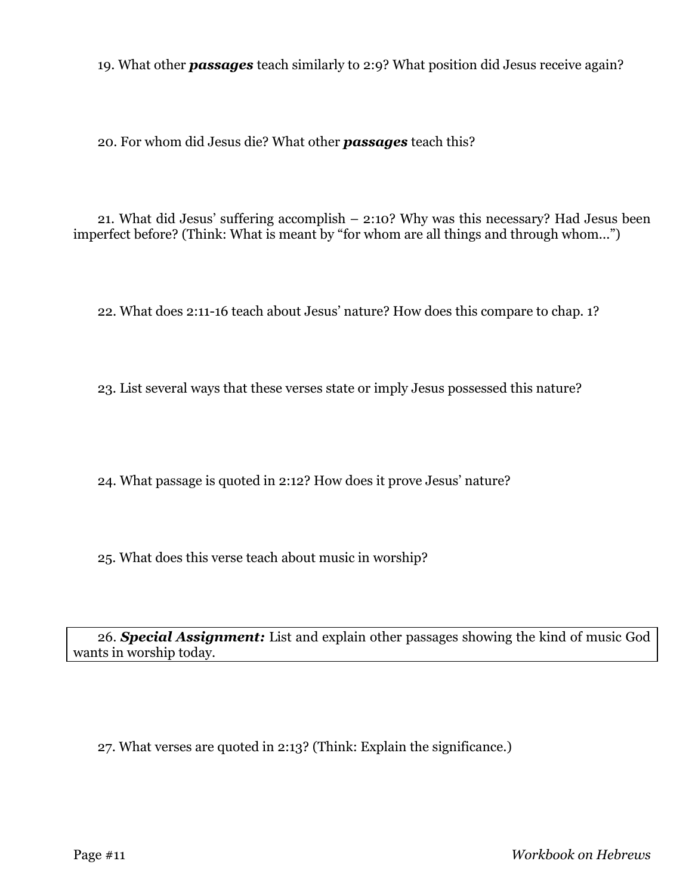19. What other ***passages*** teach similarly to 2:9? What position did Jesus receive again?

20. For whom did Jesus die? What other ***passages*** teach this?

21. What did Jesus' suffering accomplish – 2:10? Why was this necessary? Had Jesus been imperfect before? (Think: What is meant by "for whom are all things and through whom...")

22. What does 2:11-16 teach about Jesus' nature? How does this compare to chap. 1?

23. List several ways that these verses state or imply Jesus possessed this nature?

24. What passage is quoted in 2:12? How does it prove Jesus' nature?

25. What does this verse teach about music in worship?

26. ***Special Assignment:*** List and explain other passages showing the kind of music God wants in worship today.

27. What verses are quoted in 2:13? (Think: Explain the significance.)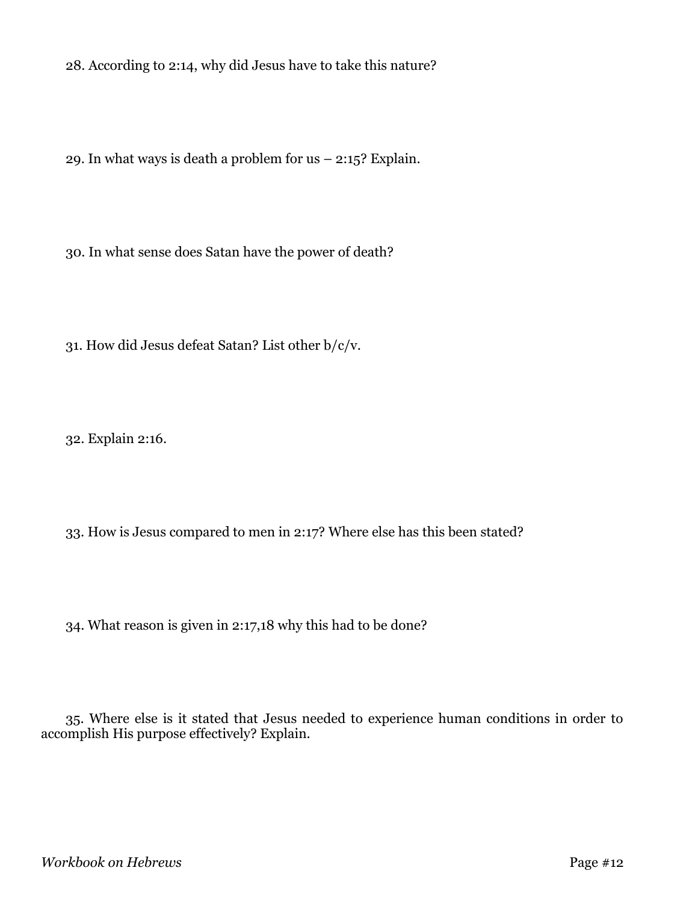28. According to 2:14, why did Jesus have to take this nature?

29. In what ways is death a problem for us – 2:15? Explain.

30. In what sense does Satan have the power of death?

31. How did Jesus defeat Satan? List other b/c/v.

32. Explain 2:16.

33. How is Jesus compared to men in 2:17? Where else has this been stated?

34. What reason is given in 2:17,18 why this had to be done?

35. Where else is it stated that Jesus needed to experience human conditions in order to accomplish His purpose effectively? Explain.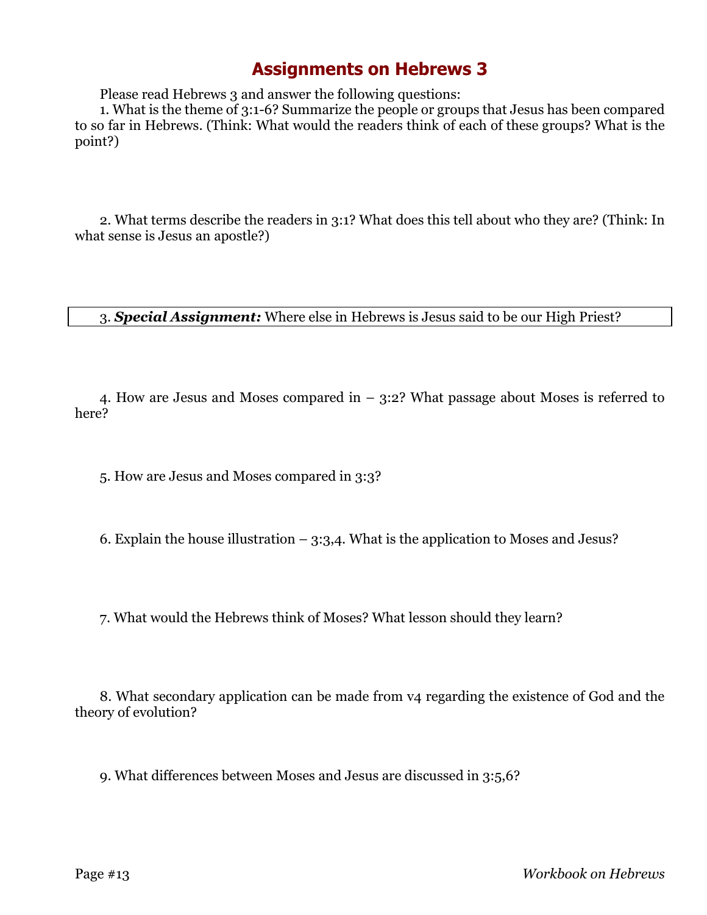# Assignments on Hebrews 3

Please read Hebrews 3 and answer the following questions:

1. What is the theme of 3:1-6? Summarize the people or groups that Jesus has been compared to so far in Hebrews. (Think: What would the readers think of each of these groups? What is the point?)

2. What terms describe the readers in 3:1? What does this tell about who they are? (Think: In what sense is Jesus an apostle?)

3. ***Special Assignment:*** Where else in Hebrews is Jesus said to be our High Priest?

4. How are Jesus and Moses compared in – 3:2? What passage about Moses is referred to here?

5. How are Jesus and Moses compared in 3:3?

6. Explain the house illustration – 3:3,4. What is the application to Moses and Jesus?

7. What would the Hebrews think of Moses? What lesson should they learn?

8. What secondary application can be made from v4 regarding the existence of God and the theory of evolution?

9. What differences between Moses and Jesus are discussed in 3:5,6?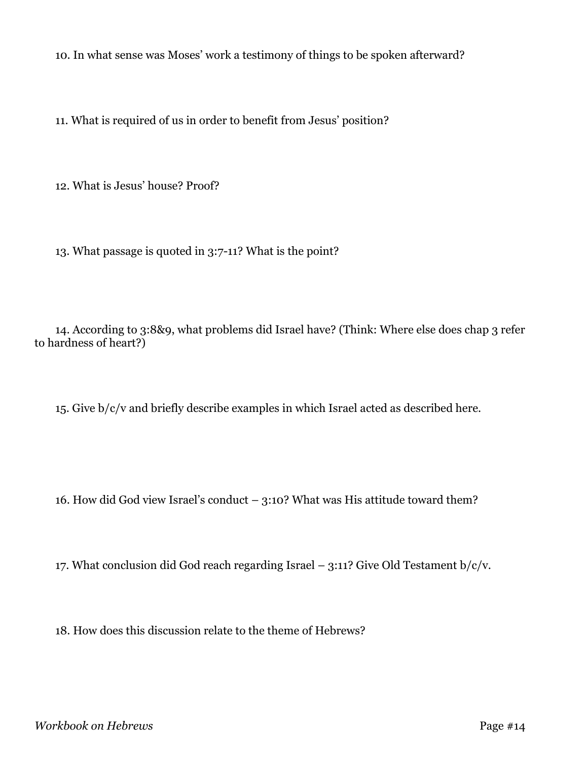10. In what sense was Moses' work a testimony of things to be spoken afterward?

11. What is required of us in order to benefit from Jesus' position?

12. What is Jesus' house? Proof?

13. What passage is quoted in 3:7-11? What is the point?

14. According to 3:8&9, what problems did Israel have? (Think: Where else does chap 3 refer to hardness of heart?)

15. Give b/c/v and briefly describe examples in which Israel acted as described here.

16. How did God view Israel's conduct – 3:10? What was His attitude toward them?

17. What conclusion did God reach regarding Israel – 3:11? Give Old Testament b/c/v.

18. How does this discussion relate to the theme of Hebrews?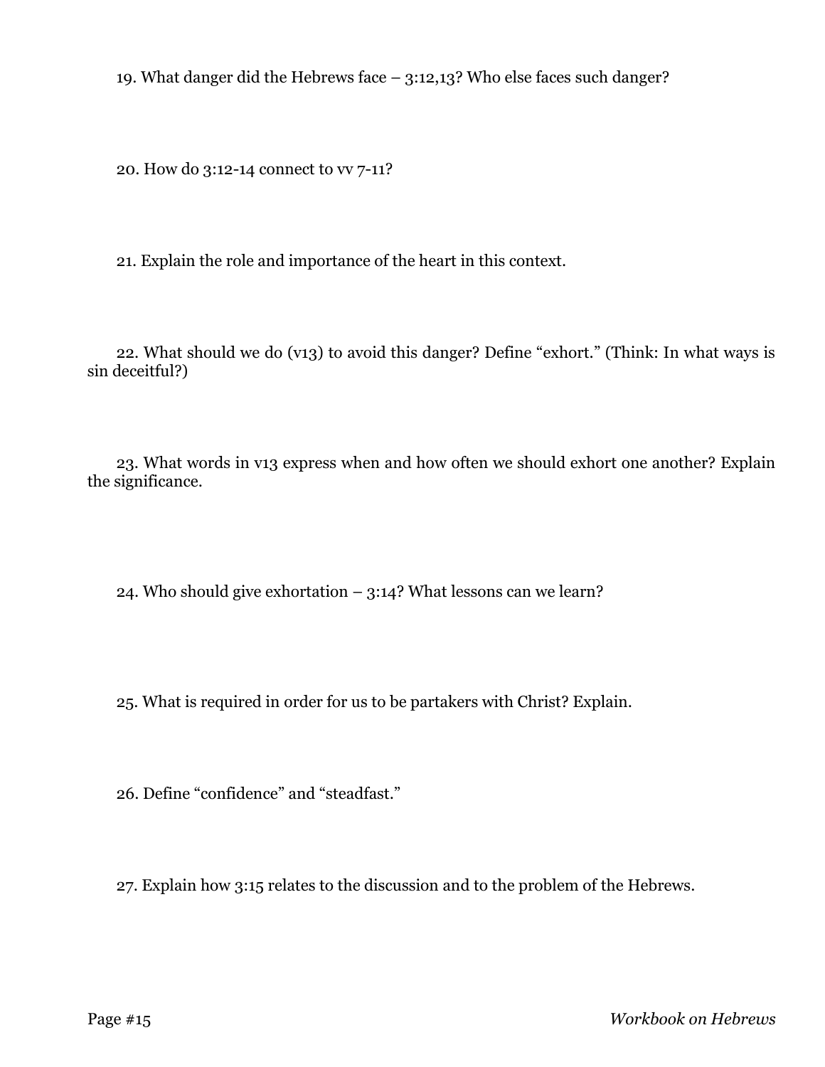19. What danger did the Hebrews face – 3:12,13? Who else faces such danger?

20. How do 3:12-14 connect to vv 7-11?

21. Explain the role and importance of the heart in this context.

22. What should we do (v13) to avoid this danger? Define "exhort." (Think: In what ways is sin deceitful?)

23. What words in v13 express when and how often we should exhort one another? Explain the significance.

24. Who should give exhortation – 3:14? What lessons can we learn?

25. What is required in order for us to be partakers with Christ? Explain.

26. Define "confidence" and "steadfast."

27. Explain how 3:15 relates to the discussion and to the problem of the Hebrews.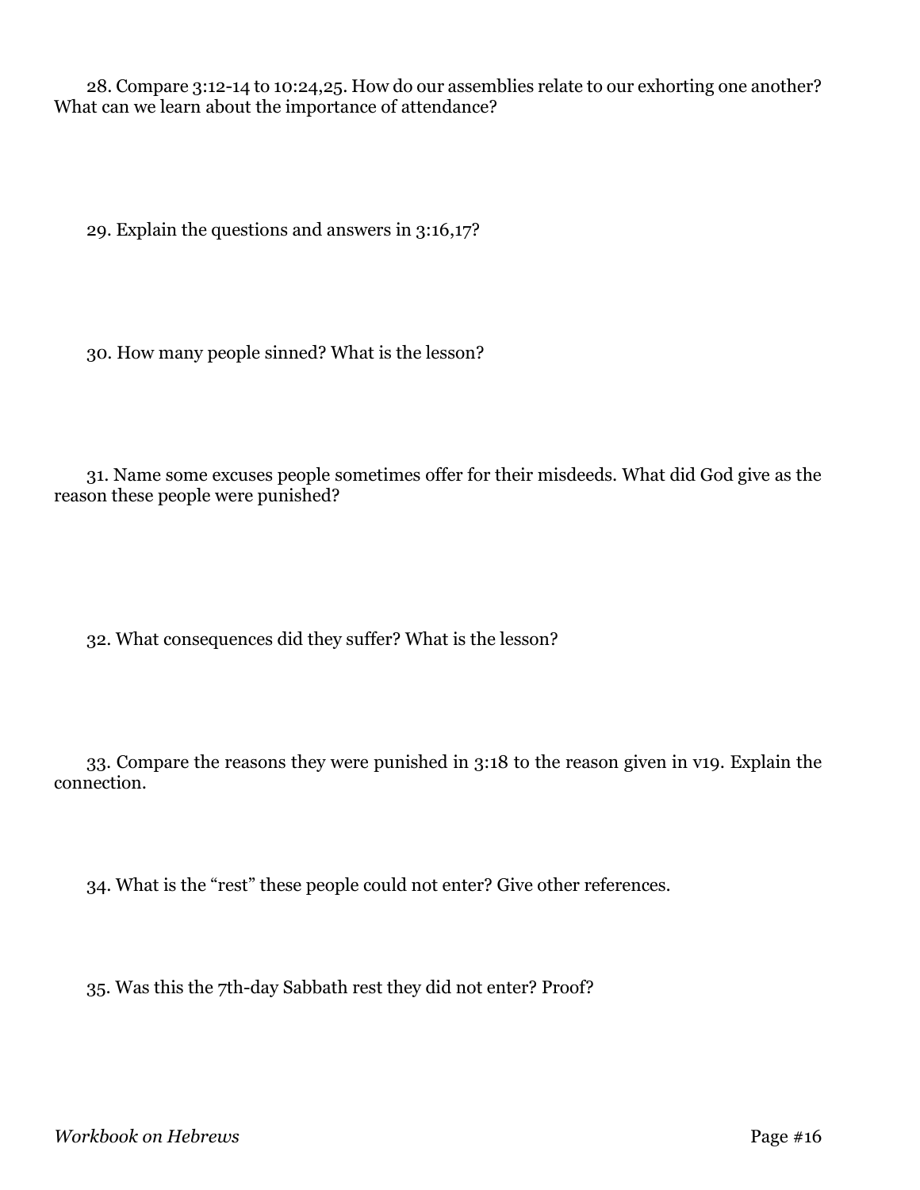28. Compare 3:12-14 to 10:24,25. How do our assemblies relate to our exhorting one another? What can we learn about the importance of attendance?

29. Explain the questions and answers in 3:16,17?

30. How many people sinned? What is the lesson?

31. Name some excuses people sometimes offer for their misdeeds. What did God give as the reason these people were punished?

32. What consequences did they suffer? What is the lesson?

33. Compare the reasons they were punished in 3:18 to the reason given in v19. Explain the connection.

34. What is the "rest" these people could not enter? Give other references.

35. Was this the 7th-day Sabbath rest they did not enter? Proof?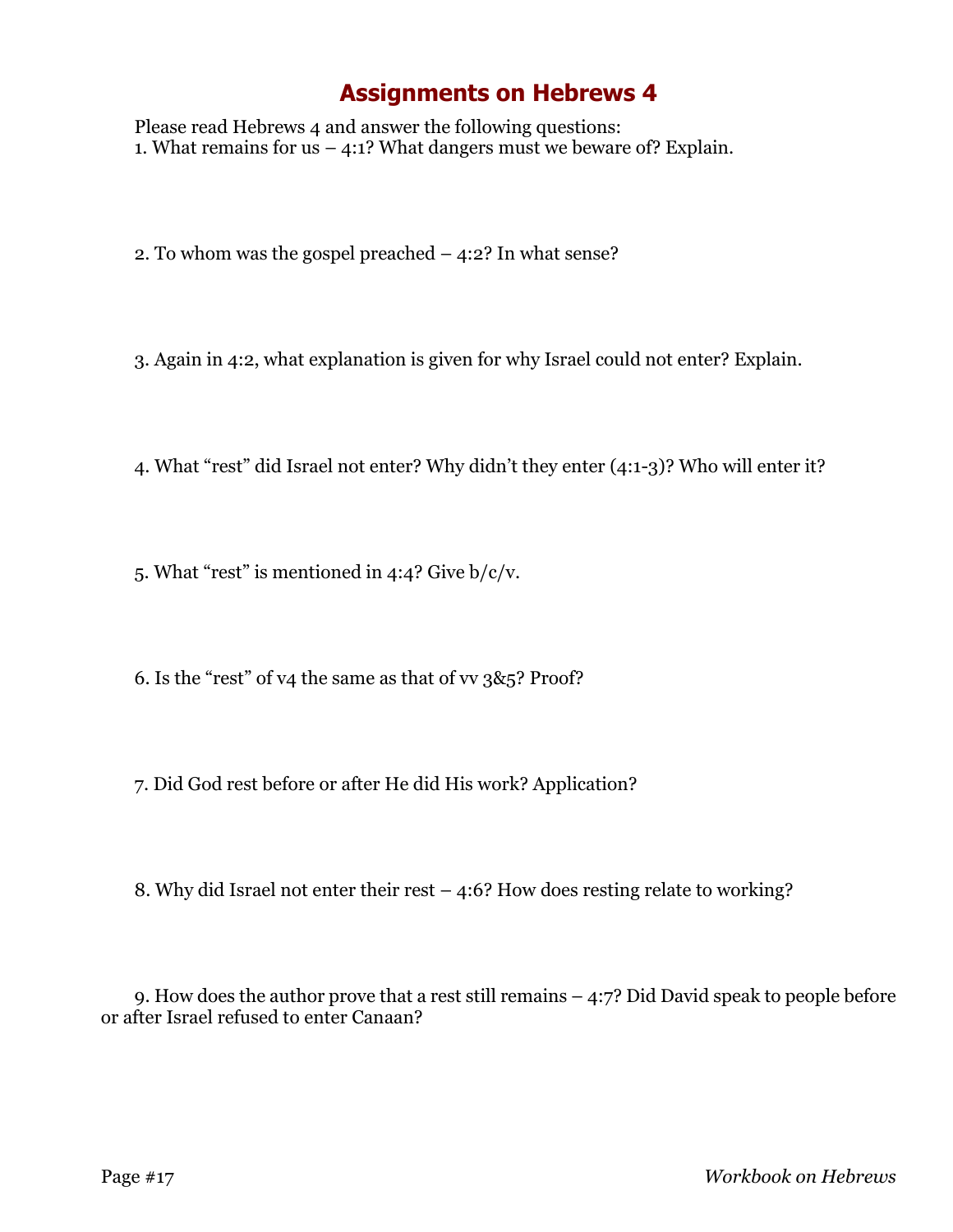# Assignments on Hebrews 4

Please read Hebrews 4 and answer the following questions:

1. What remains for us – 4:1? What dangers must we beware of? Explain.

2. To whom was the gospel preached – 4:2? In what sense?

3. Again in 4:2, what explanation is given for why Israel could not enter? Explain.

4. What "rest" did Israel not enter? Why didn't they enter (4:1-3)? Who will enter it?

5. What "rest" is mentioned in 4:4? Give b/c/v.

6. Is the "rest" of v4 the same as that of vv 3&5? Proof?

7. Did God rest before or after He did His work? Application?

8. Why did Israel not enter their rest – 4:6? How does resting relate to working?

9. How does the author prove that a rest still remains – 4:7? Did David speak to people before or after Israel refused to enter Canaan?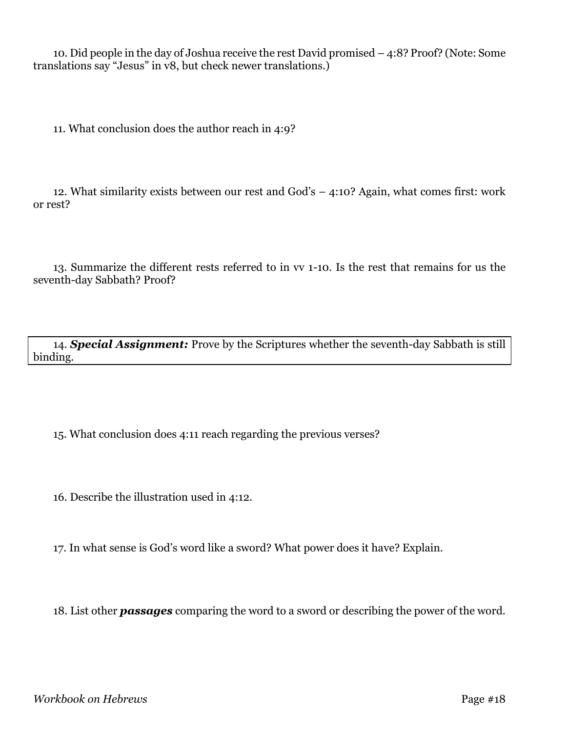10. Did people in the day of Joshua receive the rest David promised – 4:8? Proof? (Note: Some translations say "Jesus" in v8, but check newer translations.)

11. What conclusion does the author reach in 4:9?

12. What similarity exists between our rest and God's – 4:10? Again, what comes first: work or rest?

13. Summarize the different rests referred to in vv 1-10. Is the rest that remains for us the seventh-day Sabbath? Proof?

14. ***Special Assignment:*** Prove by the Scriptures whether the seventh-day Sabbath is still binding.

15. What conclusion does 4:11 reach regarding the previous verses?

16. Describe the illustration used in 4:12.

17. In what sense is God's word like a sword? What power does it have? Explain.

18. List other ***passages*** comparing the word to a sword or describing the power of the word.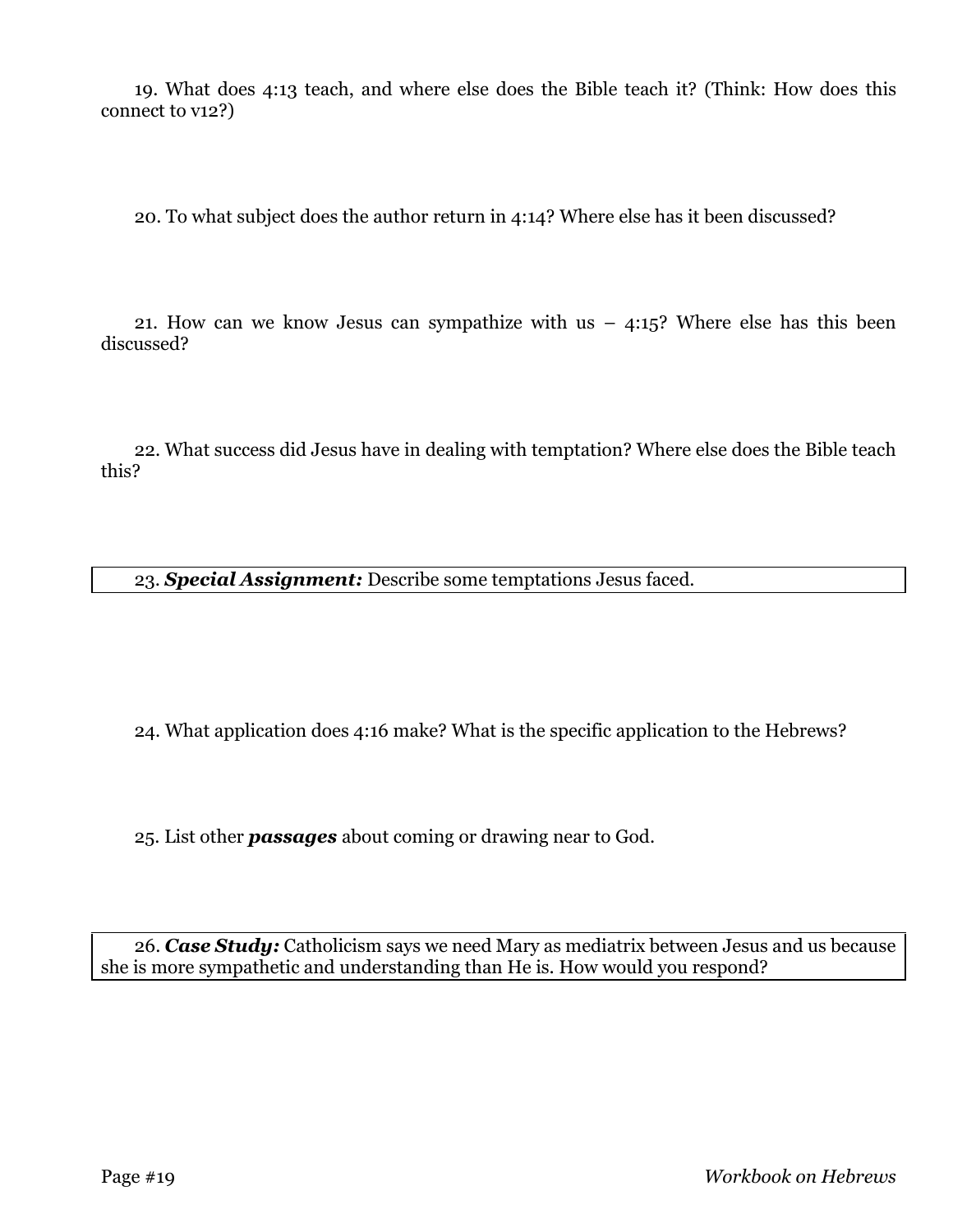19. What does 4:13 teach, and where else does the Bible teach it? (Think: How does this connect to v12?)

20. To what subject does the author return in 4:14? Where else has it been discussed?

21. How can we know Jesus can sympathize with us – 4:15? Where else has this been discussed?

22. What success did Jesus have in dealing with temptation? Where else does the Bible teach this?

23. ***Special Assignment:*** Describe some temptations Jesus faced.

24. What application does 4:16 make? What is the specific application to the Hebrews?

25. List other ***passages*** about coming or drawing near to God.

26. ***Case Study:*** Catholicism says we need Mary as mediatrix between Jesus and us because she is more sympathetic and understanding than He is. How would you respond?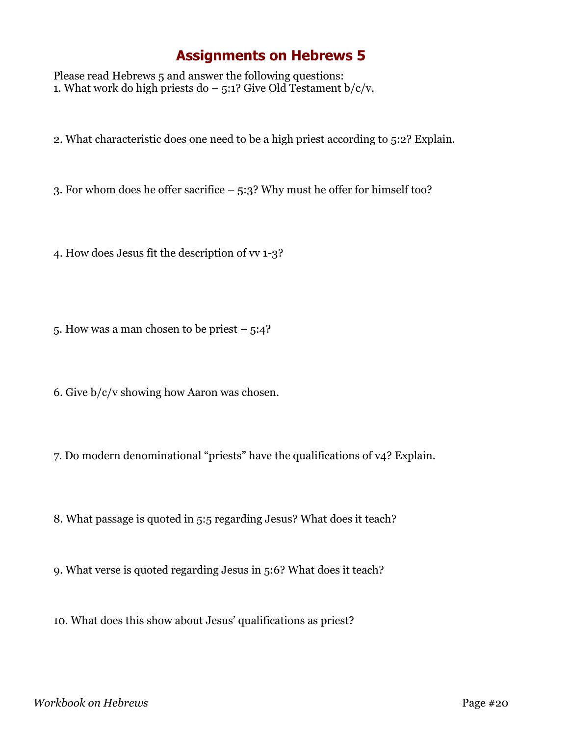# Assignments on Hebrews 5

Please read Hebrews 5 and answer the following questions:

1. What work do high priests do – 5:1? Give Old Testament b/c/v.

2. What characteristic does one need to be a high priest according to 5:2? Explain.

3. For whom does he offer sacrifice – 5:3? Why must he offer for himself too?

4. How does Jesus fit the description of vv 1-3?

5. How was a man chosen to be priest – 5:4?

6. Give b/c/v showing how Aaron was chosen.

7. Do modern denominational "priests" have the qualifications of v4? Explain.

8. What passage is quoted in 5:5 regarding Jesus? What does it teach?

9. What verse is quoted regarding Jesus in 5:6? What does it teach?

10. What does this show about Jesus' qualifications as priest?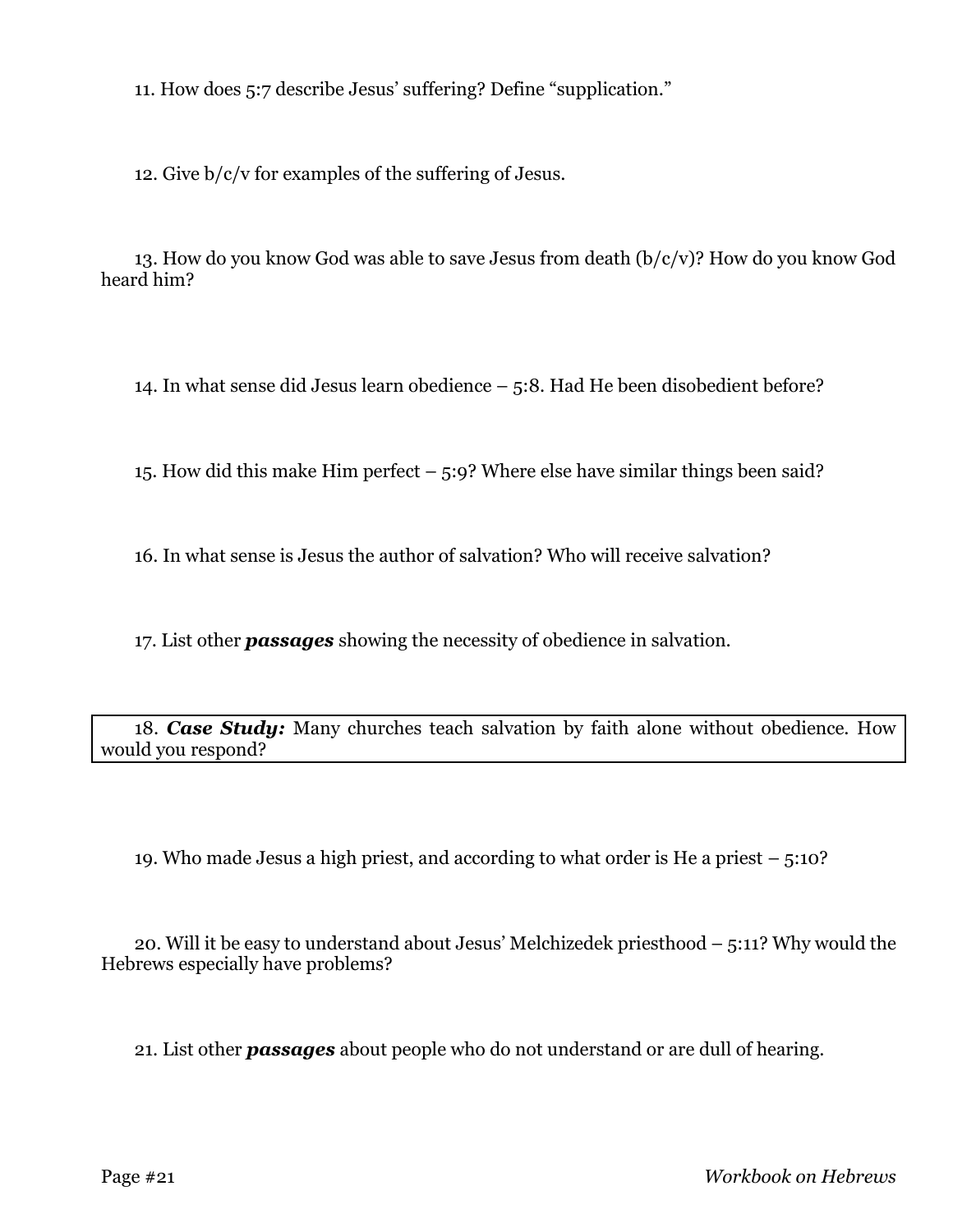11. How does 5:7 describe Jesus' suffering? Define "supplication."

12. Give b/c/v for examples of the suffering of Jesus.

13. How do you know God was able to save Jesus from death (b/c/v)? How do you know God heard him?

14. In what sense did Jesus learn obedience – 5:8. Had He been disobedient before?

15. How did this make Him perfect – 5:9? Where else have similar things been said?

16. In what sense is Jesus the author of salvation? Who will receive salvation?

17. List other ***passages*** showing the necessity of obedience in salvation.

18. ***Case Study:*** Many churches teach salvation by faith alone without obedience. How would you respond?

19. Who made Jesus a high priest, and according to what order is He a priest – 5:10?

20. Will it be easy to understand about Jesus' Melchizedek priesthood – 5:11? Why would the Hebrews especially have problems?

21. List other ***passages*** about people who do not understand or are dull of hearing.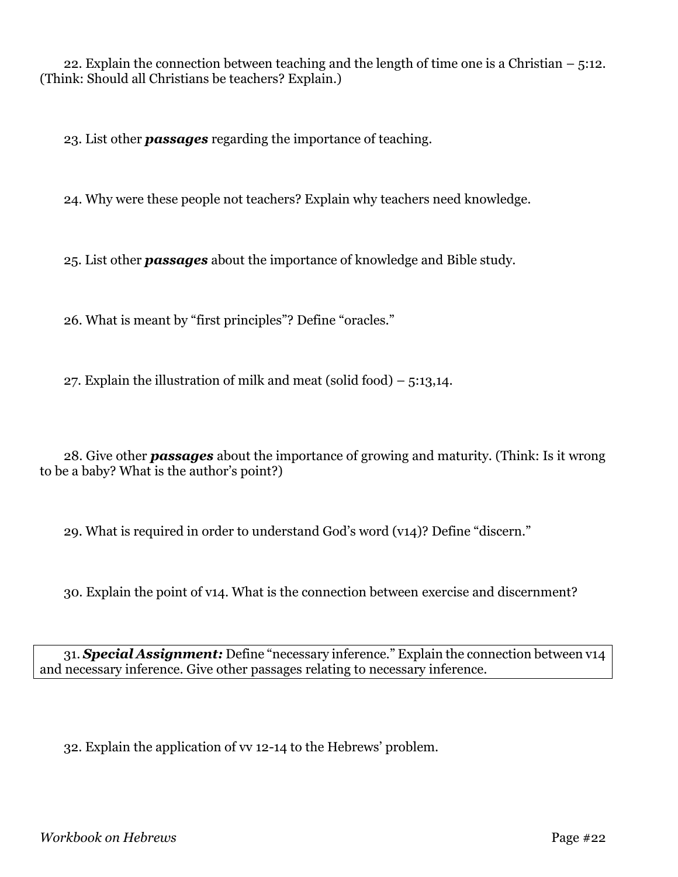22. Explain the connection between teaching and the length of time one is a Christian – 5:12. (Think: Should all Christians be teachers? Explain.)

23. List other ***passages*** regarding the importance of teaching.

24. Why were these people not teachers? Explain why teachers need knowledge.

25. List other ***passages*** about the importance of knowledge and Bible study.

26. What is meant by "first principles"? Define "oracles."

27. Explain the illustration of milk and meat (solid food) – 5:13,14.

28. Give other ***passages*** about the importance of growing and maturity. (Think: Is it wrong to be a baby? What is the author's point?)

29. What is required in order to understand God's word (v14)? Define "discern."

30. Explain the point of v14. What is the connection between exercise and discernment?

31. ***Special Assignment:*** Define "necessary inference." Explain the connection between v14 and necessary inference. Give other passages relating to necessary inference.

32. Explain the application of vv 12-14 to the Hebrews' problem.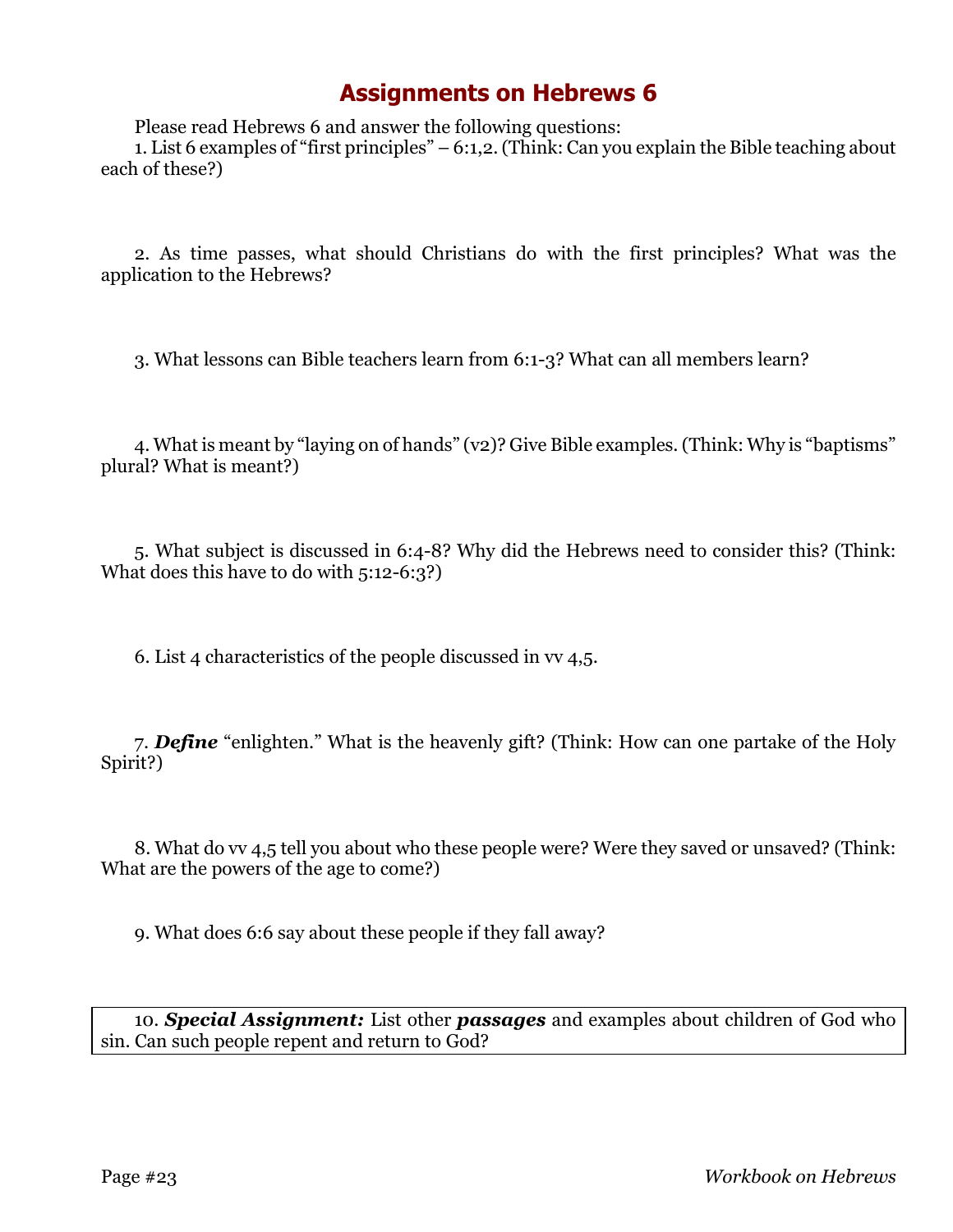# Assignments on Hebrews 6

Please read Hebrews 6 and answer the following questions:

1. List 6 examples of "first principles" – 6:1,2. (Think: Can you explain the Bible teaching about each of these?)

2. As time passes, what should Christians do with the first principles? What was the application to the Hebrews?

3. What lessons can Bible teachers learn from 6:1-3? What can all members learn?

4. What is meant by "laying on of hands" (v2)? Give Bible examples. (Think: Why is "baptisms" plural? What is meant?)

5. What subject is discussed in 6:4-8? Why did the Hebrews need to consider this? (Think: What does this have to do with 5:12-6:3?)

6. List 4 characteristics of the people discussed in vv 4,5.

7. ***Define*** "enlighten." What is the heavenly gift? (Think: How can one partake of the Holy Spirit?)

8. What do vv 4,5 tell you about who these people were? Were they saved or unsaved? (Think: What are the powers of the age to come?)

9. What does 6:6 say about these people if they fall away?

10. ***Special Assignment:*** List other ***passages*** and examples about children of God who sin. Can such people repent and return to God?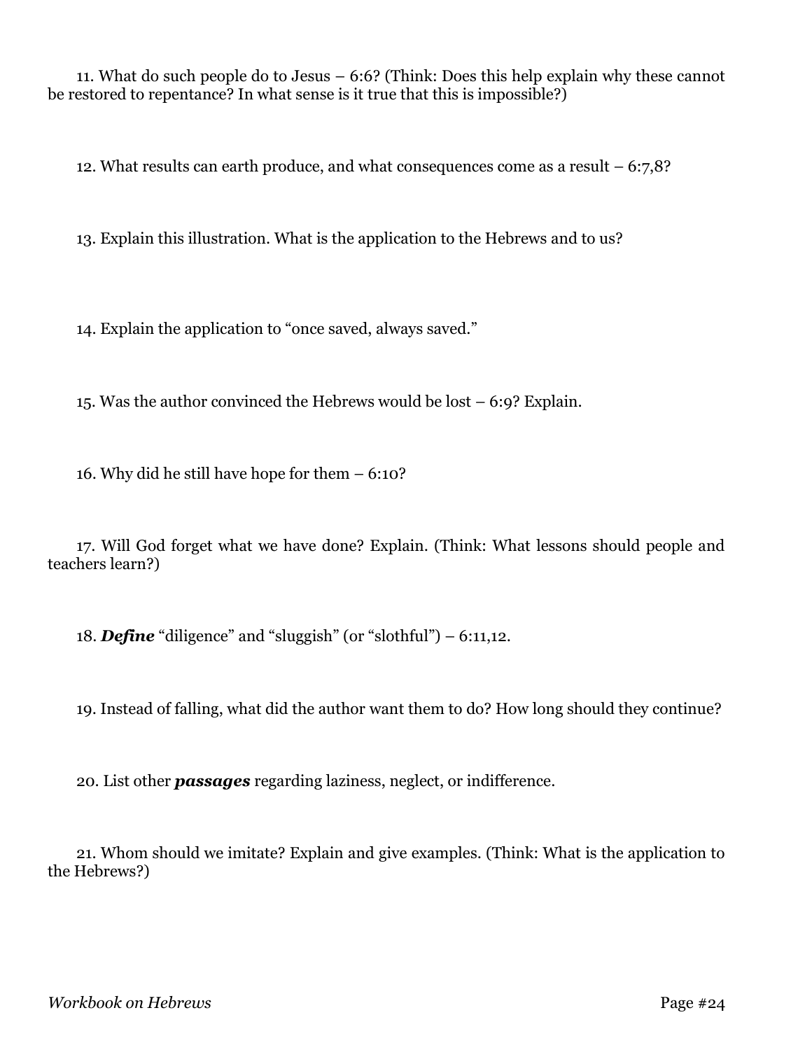11. What do such people do to Jesus – 6:6? (Think: Does this help explain why these cannot be restored to repentance? In what sense is it true that this is impossible?)

12. What results can earth produce, and what consequences come as a result – 6:7,8?

13. Explain this illustration. What is the application to the Hebrews and to us?

14. Explain the application to "once saved, always saved."

15. Was the author convinced the Hebrews would be lost – 6:9? Explain.

16. Why did he still have hope for them – 6:10?

17. Will God forget what we have done? Explain. (Think: What lessons should people and teachers learn?)

18. ***Define*** "diligence" and "sluggish" (or "slothful") – 6:11,12.

19. Instead of falling, what did the author want them to do? How long should they continue?

20. List other ***passages*** regarding laziness, neglect, or indifference.

21. Whom should we imitate? Explain and give examples. (Think: What is the application to the Hebrews?)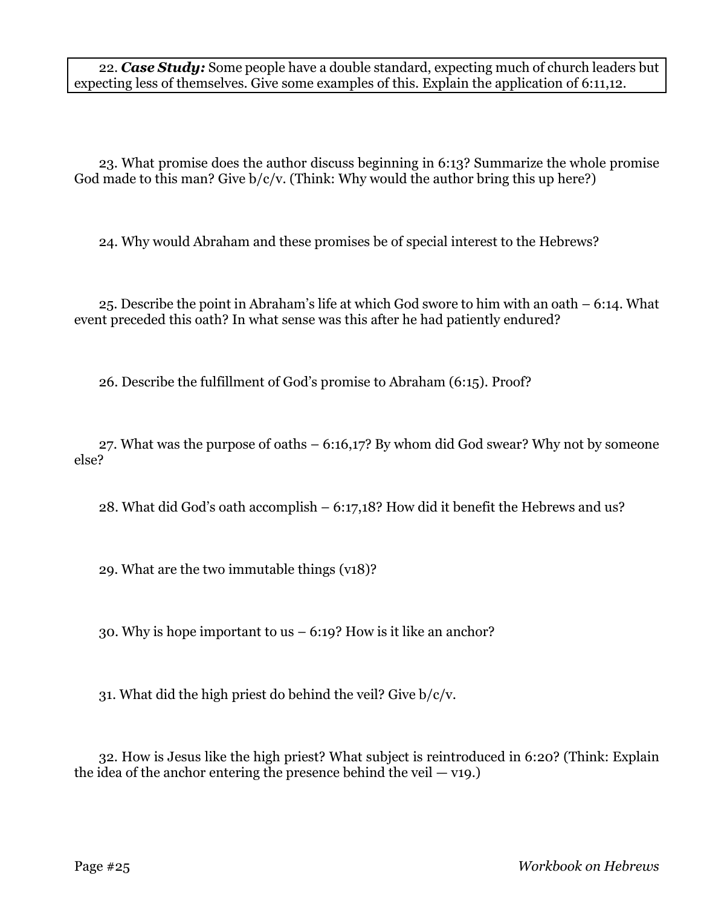22. ***Case Study:*** Some people have a double standard, expecting much of church leaders but expecting less of themselves. Give some examples of this. Explain the application of 6:11,12.

23. What promise does the author discuss beginning in 6:13? Summarize the whole promise God made to this man? Give b/c/v. (Think: Why would the author bring this up here?)

24. Why would Abraham and these promises be of special interest to the Hebrews?

25. Describe the point in Abraham's life at which God swore to him with an oath – 6:14. What event preceded this oath? In what sense was this after he had patiently endured?

26. Describe the fulfillment of God's promise to Abraham (6:15). Proof?

27. What was the purpose of oaths – 6:16,17? By whom did God swear? Why not by someone else?

28. What did God's oath accomplish – 6:17,18? How did it benefit the Hebrews and us?

29. What are the two immutable things (v18)?

30. Why is hope important to us – 6:19? How is it like an anchor?

31. What did the high priest do behind the veil? Give b/c/v.

32. How is Jesus like the high priest? What subject is reintroduced in 6:20? (Think: Explain the idea of the anchor entering the presence behind the veil — v19.)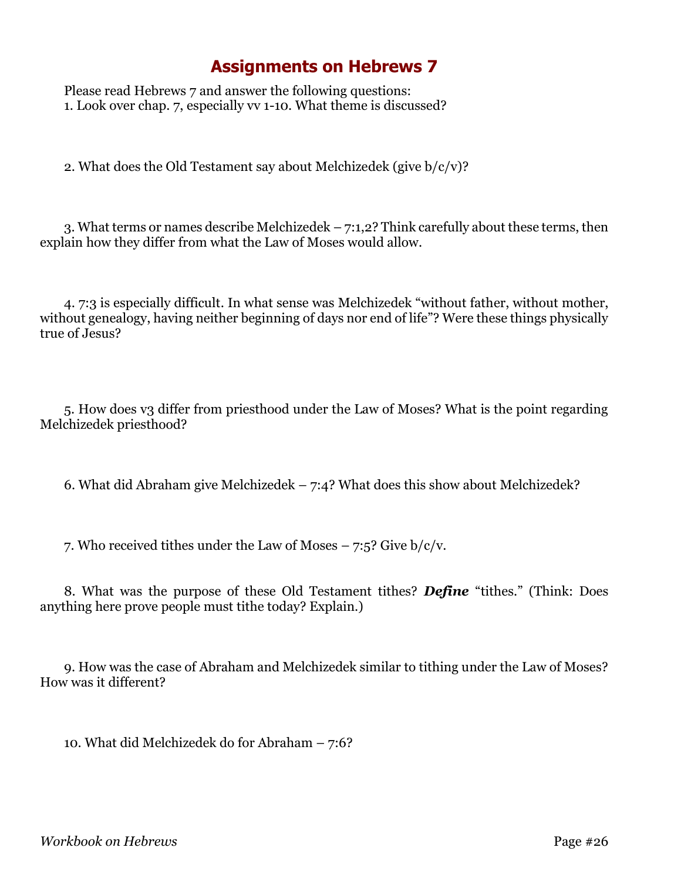# Assignments on Hebrews 7

Please read Hebrews 7 and answer the following questions:

1. Look over chap. 7, especially vv 1-10. What theme is discussed?

2. What does the Old Testament say about Melchizedek (give b/c/v)?

3. What terms or names describe Melchizedek – 7:1,2? Think carefully about these terms, then explain how they differ from what the Law of Moses would allow.

4. 7:3 is especially difficult. In what sense was Melchizedek "without father, without mother, without genealogy, having neither beginning of days nor end of life"? Were these things physically true of Jesus?

5. How does v3 differ from priesthood under the Law of Moses? What is the point regarding Melchizedek priesthood?

6. What did Abraham give Melchizedek – 7:4? What does this show about Melchizedek?

7. Who received tithes under the Law of Moses – 7:5? Give b/c/v.

8. What was the purpose of these Old Testament tithes? ***Define*** "tithes." (Think: Does anything here prove people must tithe today? Explain.)

9. How was the case of Abraham and Melchizedek similar to tithing under the Law of Moses? How was it different?

10. What did Melchizedek do for Abraham – 7:6?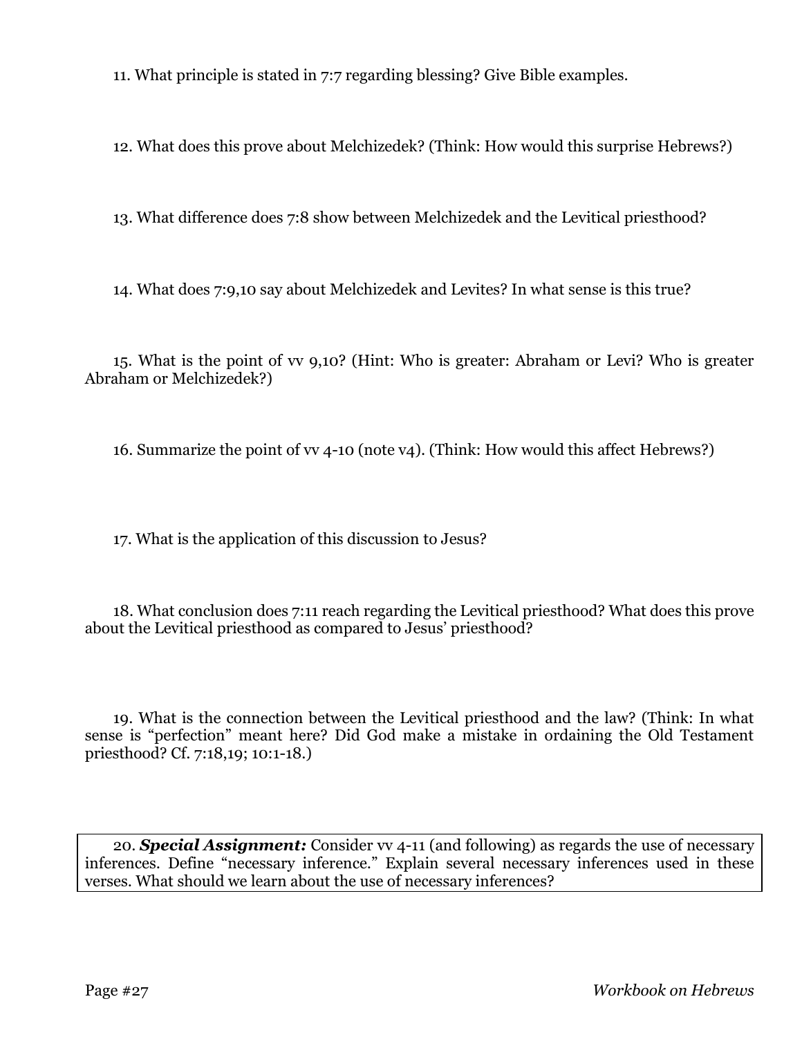11. What principle is stated in 7:7 regarding blessing? Give Bible examples.

12. What does this prove about Melchizedek? (Think: How would this surprise Hebrews?)

13. What difference does 7:8 show between Melchizedek and the Levitical priesthood?

14. What does 7:9,10 say about Melchizedek and Levites? In what sense is this true?

15. What is the point of vv 9,10? (Hint: Who is greater: Abraham or Levi? Who is greater Abraham or Melchizedek?)

16. Summarize the point of vv 4-10 (note v4). (Think: How would this affect Hebrews?)

17. What is the application of this discussion to Jesus?

18. What conclusion does 7:11 reach regarding the Levitical priesthood? What does this prove about the Levitical priesthood as compared to Jesus' priesthood?

19. What is the connection between the Levitical priesthood and the law? (Think: In what sense is "perfection" meant here? Did God make a mistake in ordaining the Old Testament priesthood? Cf. 7:18,19; 10:1-18.)

20. ***Special Assignment:*** Consider vv 4-11 (and following) as regards the use of necessary inferences. Define "necessary inference." Explain several necessary inferences used in these verses. What should we learn about the use of necessary inferences?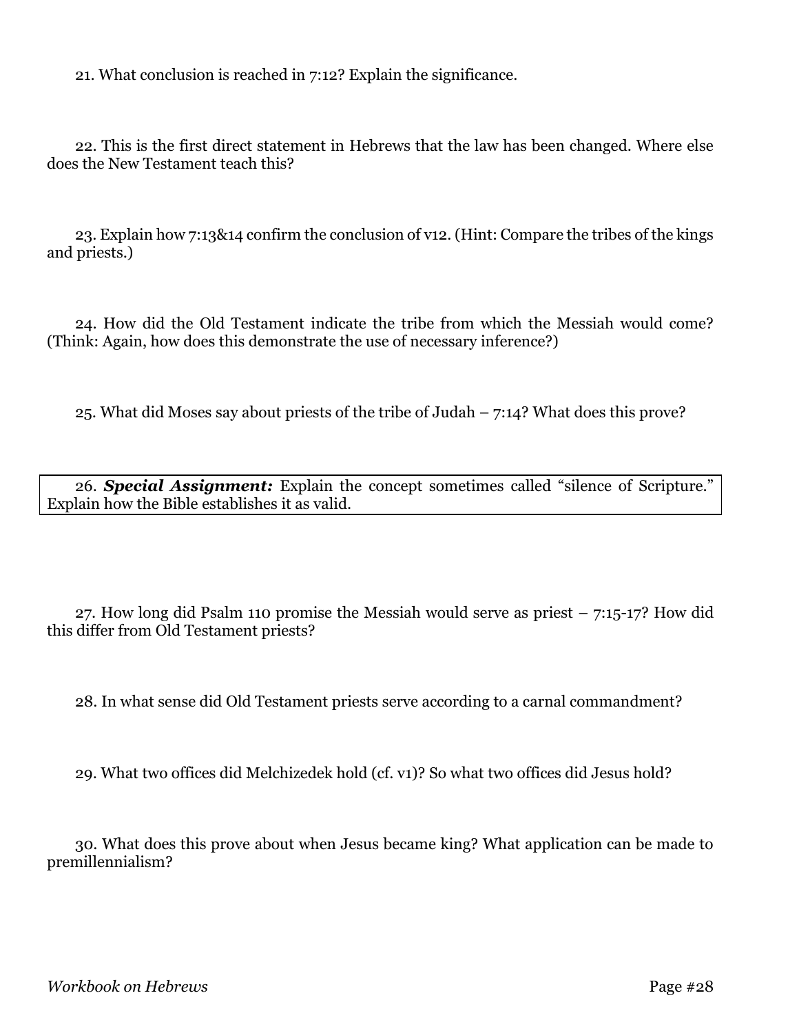21. What conclusion is reached in 7:12? Explain the significance.

22. This is the first direct statement in Hebrews that the law has been changed. Where else does the New Testament teach this?

23. Explain how 7:13&14 confirm the conclusion of v12. (Hint: Compare the tribes of the kings and priests.)

24. How did the Old Testament indicate the tribe from which the Messiah would come? (Think: Again, how does this demonstrate the use of necessary inference?)

25. What did Moses say about priests of the tribe of Judah – 7:14? What does this prove?

26. ***Special Assignment:*** Explain the concept sometimes called "silence of Scripture." Explain how the Bible establishes it as valid.

27. How long did Psalm 110 promise the Messiah would serve as priest – 7:15-17? How did this differ from Old Testament priests?

28. In what sense did Old Testament priests serve according to a carnal commandment?

29. What two offices did Melchizedek hold (cf. v1)? So what two offices did Jesus hold?

30. What does this prove about when Jesus became king? What application can be made to premillennialism?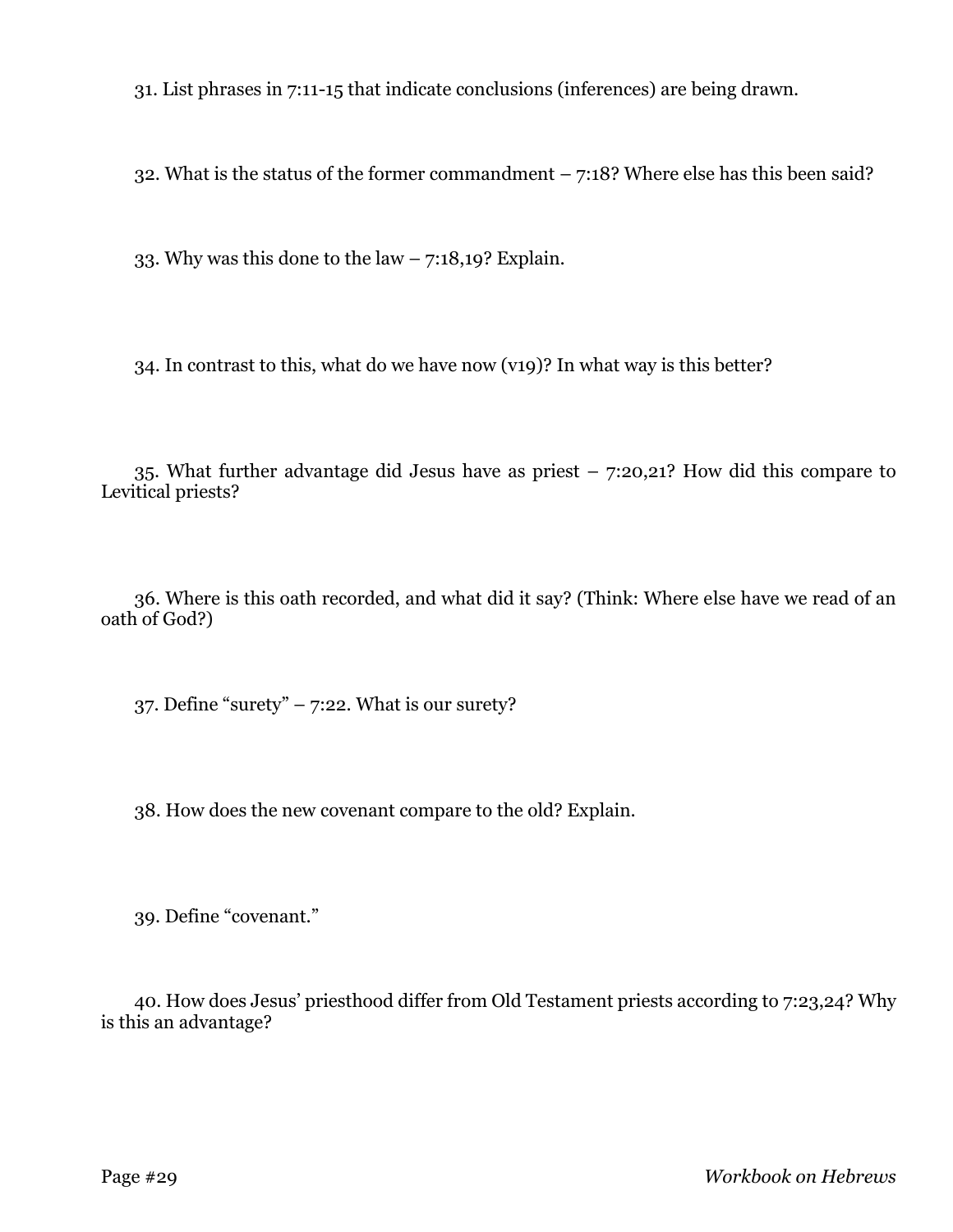31. List phrases in 7:11-15 that indicate conclusions (inferences) are being drawn.

32. What is the status of the former commandment – 7:18? Where else has this been said?

33. Why was this done to the law – 7:18,19? Explain.

34. In contrast to this, what do we have now (v19)? In what way is this better?

35. What further advantage did Jesus have as priest – 7:20,21? How did this compare to Levitical priests?

36. Where is this oath recorded, and what did it say? (Think: Where else have we read of an oath of God?)

37. Define "surety" – 7:22. What is our surety?

38. How does the new covenant compare to the old? Explain.

39. Define "covenant."

40. How does Jesus' priesthood differ from Old Testament priests according to 7:23,24? Why is this an advantage?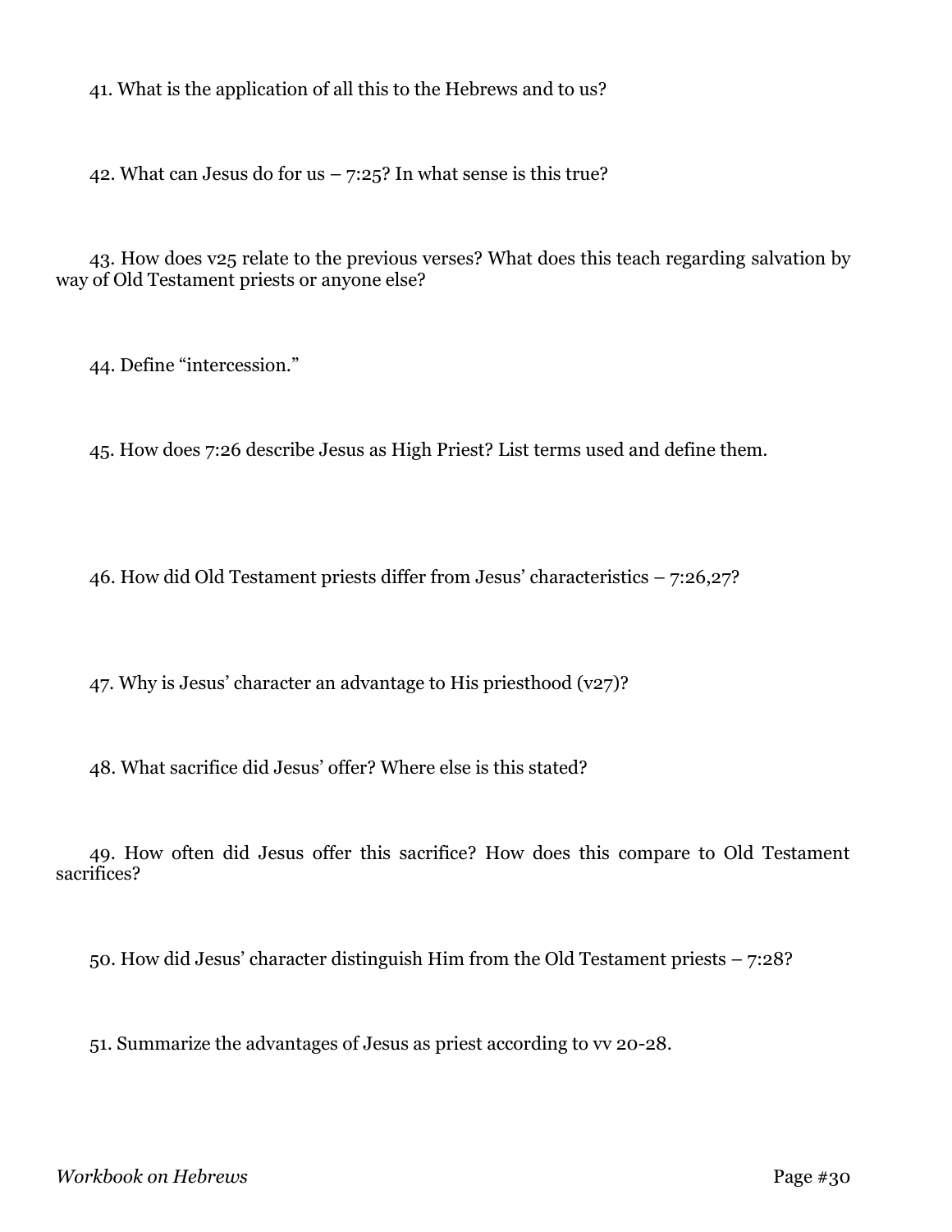41. What is the application of all this to the Hebrews and to us?

42. What can Jesus do for us – 7:25? In what sense is this true?

43. How does v25 relate to the previous verses? What does this teach regarding salvation by way of Old Testament priests or anyone else?

44. Define "intercession."

45. How does 7:26 describe Jesus as High Priest? List terms used and define them.

46. How did Old Testament priests differ from Jesus' characteristics – 7:26,27?

47. Why is Jesus' character an advantage to His priesthood (v27)?

48. What sacrifice did Jesus' offer? Where else is this stated?

49. How often did Jesus offer this sacrifice? How does this compare to Old Testament sacrifices?

50. How did Jesus' character distinguish Him from the Old Testament priests – 7:28?

51. Summarize the advantages of Jesus as priest according to vv 20-28.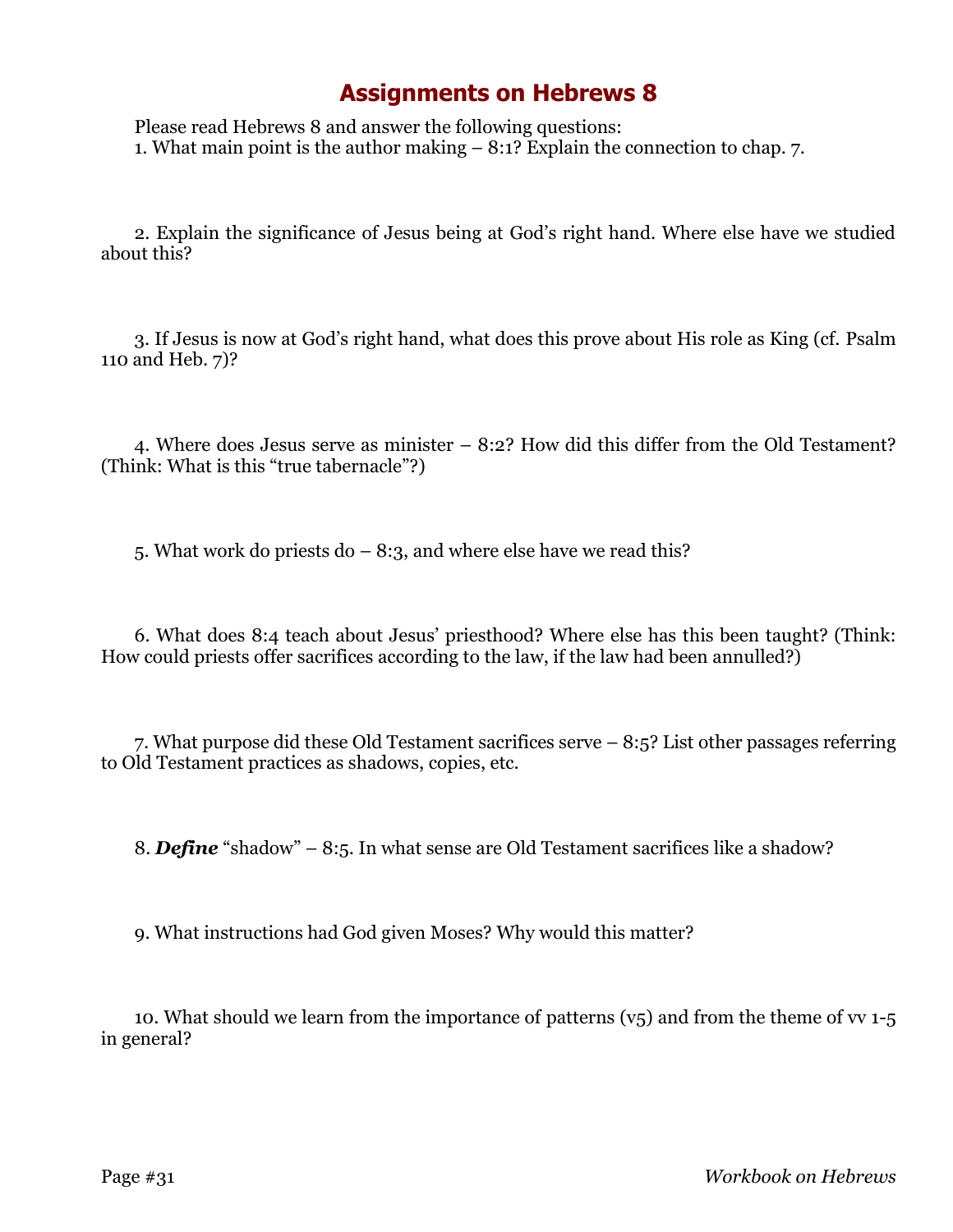# Assignments on Hebrews 8

Please read Hebrews 8 and answer the following questions:

1. What main point is the author making – 8:1? Explain the connection to chap. 7.

2. Explain the significance of Jesus being at God's right hand. Where else have we studied about this?

3. If Jesus is now at God's right hand, what does this prove about His role as King (cf. Psalm 110 and Heb. 7)?

4. Where does Jesus serve as minister – 8:2? How did this differ from the Old Testament? (Think: What is this "true tabernacle"?)

5. What work do priests do – 8:3, and where else have we read this?

6. What does 8:4 teach about Jesus' priesthood? Where else has this been taught? (Think: How could priests offer sacrifices according to the law, if the law had been annulled?)

7. What purpose did these Old Testament sacrifices serve – 8:5? List other passages referring to Old Testament practices as shadows, copies, etc.

8. ***Define*** "shadow" – 8:5. In what sense are Old Testament sacrifices like a shadow?

9. What instructions had God given Moses? Why would this matter?

10. What should we learn from the importance of patterns (v5) and from the theme of vv 1-5 in general?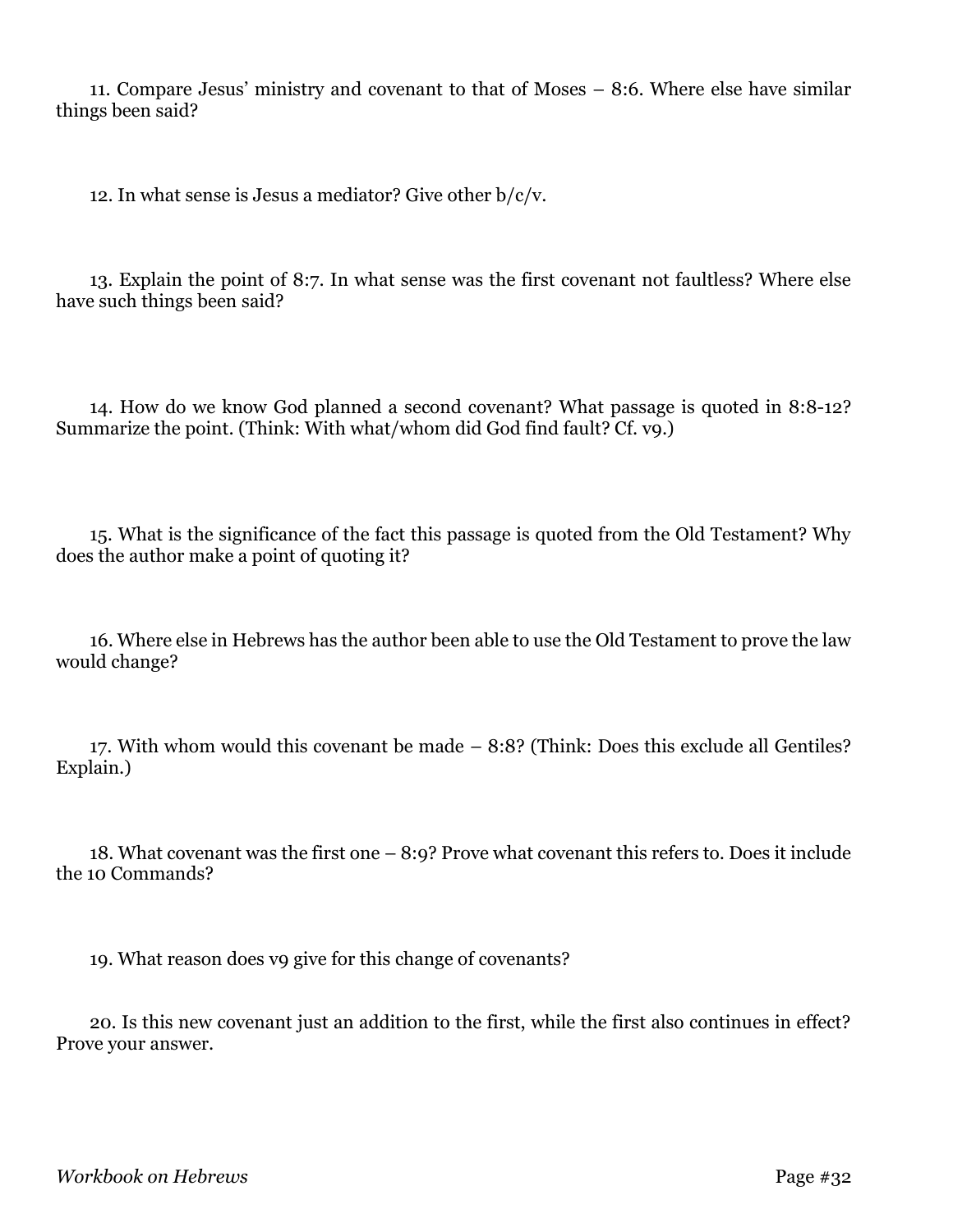11. Compare Jesus' ministry and covenant to that of Moses – 8:6. Where else have similar things been said?

12. In what sense is Jesus a mediator? Give other b/c/v.

13. Explain the point of 8:7. In what sense was the first covenant not faultless? Where else have such things been said?

14. How do we know God planned a second covenant? What passage is quoted in 8:8-12? Summarize the point. (Think: With what/whom did God find fault? Cf. v9.)

15. What is the significance of the fact this passage is quoted from the Old Testament? Why does the author make a point of quoting it?

16. Where else in Hebrews has the author been able to use the Old Testament to prove the law would change?

17. With whom would this covenant be made – 8:8? (Think: Does this exclude all Gentiles? Explain.)

18. What covenant was the first one – 8:9? Prove what covenant this refers to. Does it include the 10 Commands?

19. What reason does v9 give for this change of covenants?

20. Is this new covenant just an addition to the first, while the first also continues in effect? Prove your answer.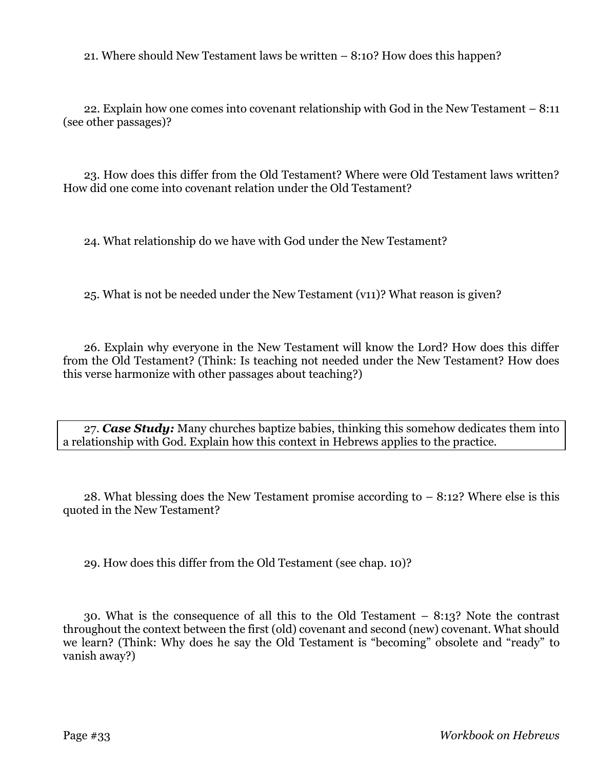21. Where should New Testament laws be written – 8:10? How does this happen?

22. Explain how one comes into covenant relationship with God in the New Testament – 8:11 (see other passages)?

23. How does this differ from the Old Testament? Where were Old Testament laws written? How did one come into covenant relation under the Old Testament?

24. What relationship do we have with God under the New Testament?

25. What is not be needed under the New Testament (v11)? What reason is given?

26. Explain why everyone in the New Testament will know the Lord? How does this differ from the Old Testament? (Think: Is teaching not needed under the New Testament? How does this verse harmonize with other passages about teaching?)

27. ***Case Study:*** Many churches baptize babies, thinking this somehow dedicates them into a relationship with God. Explain how this context in Hebrews applies to the practice.

28. What blessing does the New Testament promise according to – 8:12? Where else is this quoted in the New Testament?

29. How does this differ from the Old Testament (see chap. 10)?

30. What is the consequence of all this to the Old Testament – 8:13? Note the contrast throughout the context between the first (old) covenant and second (new) covenant. What should we learn? (Think: Why does he say the Old Testament is "becoming" obsolete and "ready" to vanish away?)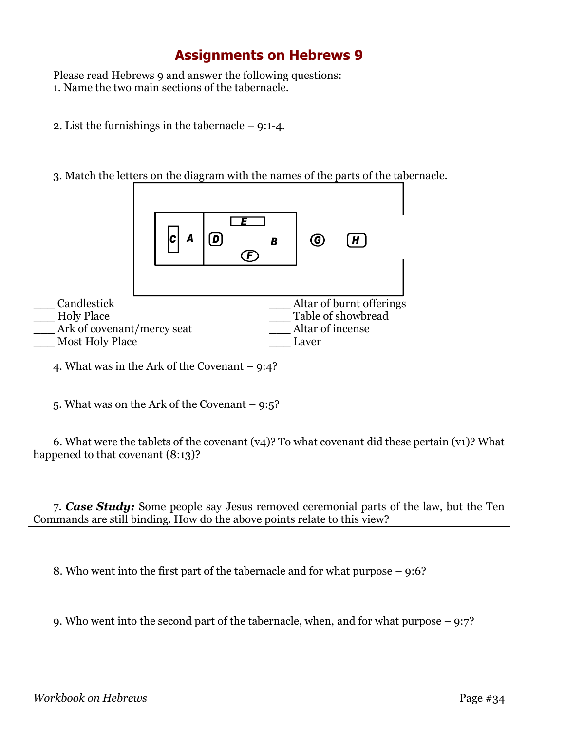# Assignments on Hebrews 9

Please read Hebrews 9 and answer the following questions:

1. Name the two main sections of the tabernacle.

2. List the furnishings in the tabernacle – 9:1-4.

3. Match the letters on the diagram with the names of the parts of the tabernacle.

| | |
|---|---|
| ___ Candlestick | ___ Altar of burnt offerings |
| ___ Holy Place | ___ Table of showbread |
| ___ Ark of covenant/mercy seat | ___ Altar of incense |
| ___ Most Holy Place | ___ Laver |

4. What was in the Ark of the Covenant – 9:4?

5. What was on the Ark of the Covenant – 9:5?

6. What were the tablets of the covenant (v4)? To what covenant did these pertain (v1)? What happened to that covenant (8:13)?

7. ***Case Study:*** Some people say Jesus removed ceremonial parts of the law, but the Ten Commands are still binding. How do the above points relate to this view?

8. Who went into the first part of the tabernacle and for what purpose – 9:6?

9. Who went into the second part of the tabernacle, when, and for what purpose – 9:7?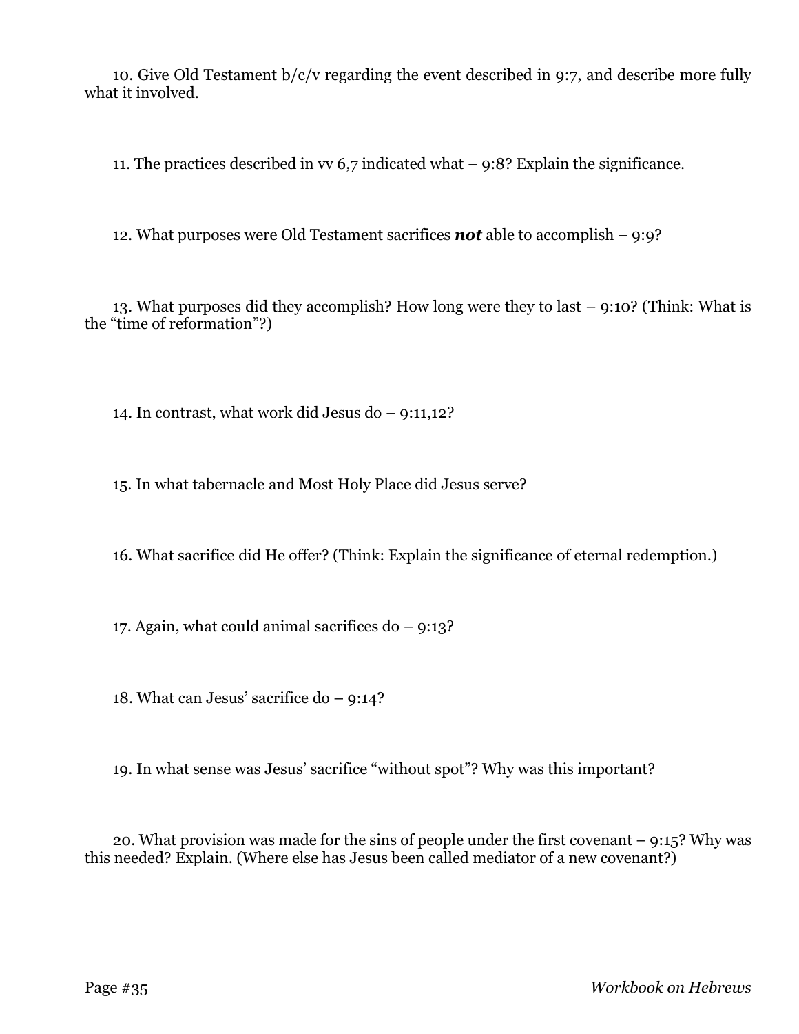10. Give Old Testament b/c/v regarding the event described in 9:7, and describe more fully what it involved.

11. The practices described in vv 6,7 indicated what – 9:8? Explain the significance.

12. What purposes were Old Testament sacrifices ***not*** able to accomplish – 9:9?

13. What purposes did they accomplish? How long were they to last – 9:10? (Think: What is the "time of reformation"?)

14. In contrast, what work did Jesus do – 9:11,12?

15. In what tabernacle and Most Holy Place did Jesus serve?

16. What sacrifice did He offer? (Think: Explain the significance of eternal redemption.)

17. Again, what could animal sacrifices do – 9:13?

18. What can Jesus' sacrifice do – 9:14?

19. In what sense was Jesus' sacrifice "without spot"? Why was this important?

20. What provision was made for the sins of people under the first covenant – 9:15? Why was this needed? Explain. (Where else has Jesus been called mediator of a new covenant?)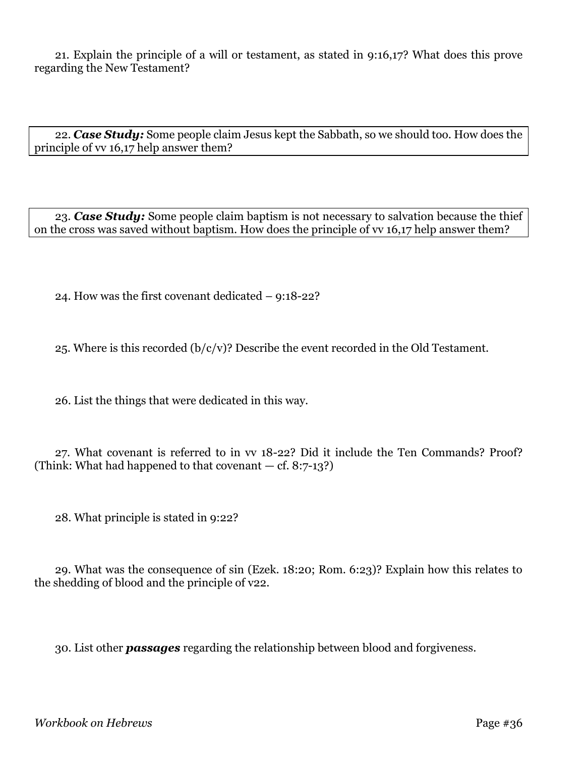21. Explain the principle of a will or testament, as stated in 9:16,17? What does this prove regarding the New Testament?

22. ***Case Study:*** Some people claim Jesus kept the Sabbath, so we should too. How does the principle of vv 16,17 help answer them?

23. ***Case Study:*** Some people claim baptism is not necessary to salvation because the thief on the cross was saved without baptism. How does the principle of vv 16,17 help answer them?

24. How was the first covenant dedicated – 9:18-22?

25. Where is this recorded (b/c/v)? Describe the event recorded in the Old Testament.

26. List the things that were dedicated in this way.

27. What covenant is referred to in vv 18-22? Did it include the Ten Commands? Proof? (Think: What had happened to that covenant — cf. 8:7-13?)

28. What principle is stated in 9:22?

29. What was the consequence of sin (Ezek. 18:20; Rom. 6:23)? Explain how this relates to the shedding of blood and the principle of v22.

30. List other ***passages*** regarding the relationship between blood and forgiveness.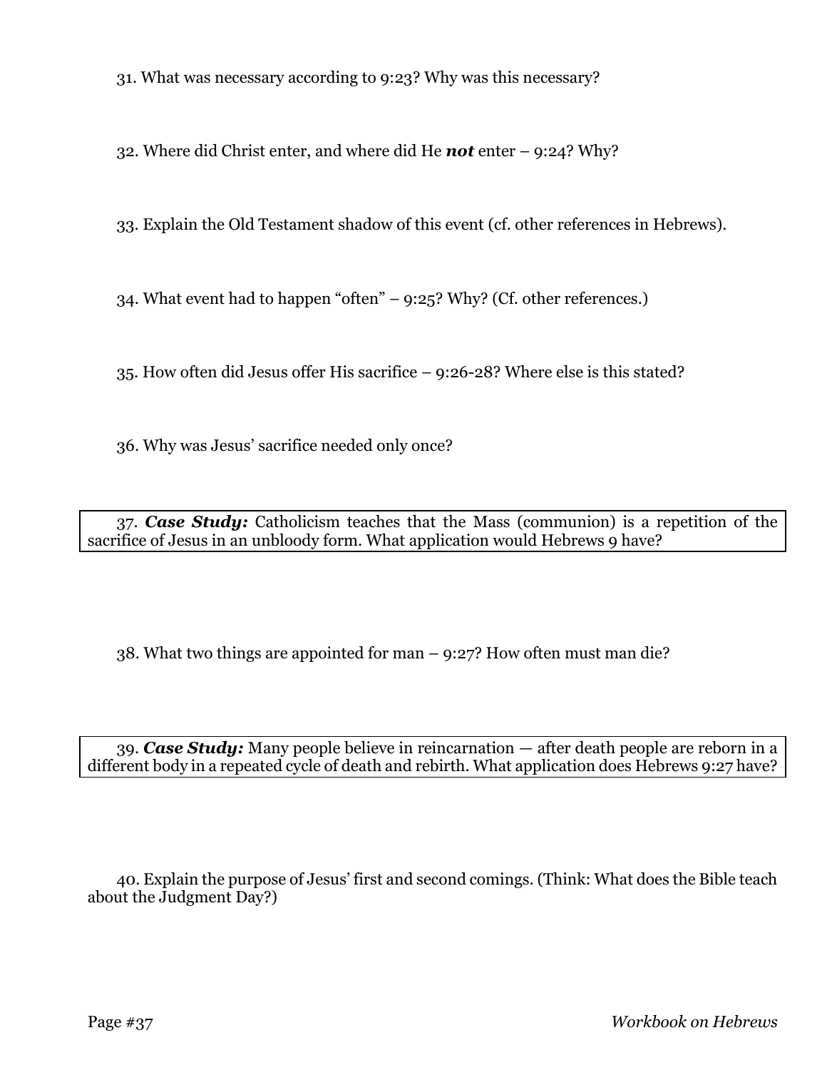31. What was necessary according to 9:23? Why was this necessary?

32. Where did Christ enter, and where did He ***not*** enter – 9:24? Why?

33. Explain the Old Testament shadow of this event (cf. other references in Hebrews).

34. What event had to happen "often" – 9:25? Why? (Cf. other references.)

35. How often did Jesus offer His sacrifice – 9:26-28? Where else is this stated?

36. Why was Jesus' sacrifice needed only once?

37. ***Case Study:*** Catholicism teaches that the Mass (communion) is a repetition of the sacrifice of Jesus in an unbloody form. What application would Hebrews 9 have?

38. What two things are appointed for man – 9:27? How often must man die?

39. ***Case Study:*** Many people believe in reincarnation — after death people are reborn in a different body in a repeated cycle of death and rebirth. What application does Hebrews 9:27 have?

40. Explain the purpose of Jesus' first and second comings. (Think: What does the Bible teach about the Judgment Day?)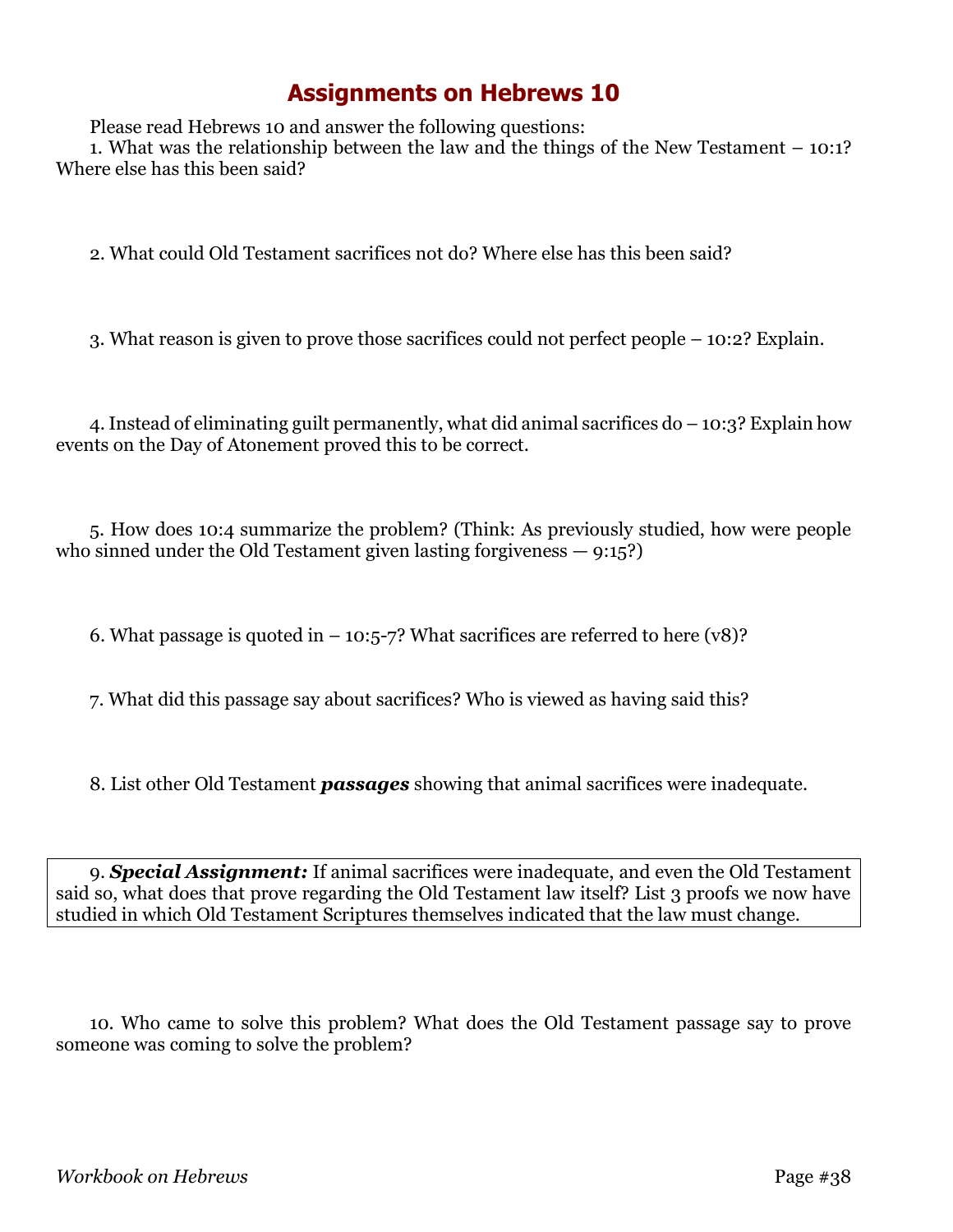# Assignments on Hebrews 10

Please read Hebrews 10 and answer the following questions:

1. What was the relationship between the law and the things of the New Testament – 10:1? Where else has this been said?

2. What could Old Testament sacrifices not do? Where else has this been said?

3. What reason is given to prove those sacrifices could not perfect people – 10:2? Explain.

4. Instead of eliminating guilt permanently, what did animal sacrifices do – 10:3? Explain how events on the Day of Atonement proved this to be correct.

5. How does 10:4 summarize the problem? (Think: As previously studied, how were people who sinned under the Old Testament given lasting forgiveness — 9:15?)

6. What passage is quoted in – 10:5-7? What sacrifices are referred to here (v8)?

7. What did this passage say about sacrifices? Who is viewed as having said this?

8. List other Old Testament ***passages*** showing that animal sacrifices were inadequate.

9. ***Special Assignment:*** If animal sacrifices were inadequate, and even the Old Testament said so, what does that prove regarding the Old Testament law itself? List 3 proofs we now have studied in which Old Testament Scriptures themselves indicated that the law must change.

10. Who came to solve this problem? What does the Old Testament passage say to prove someone was coming to solve the problem?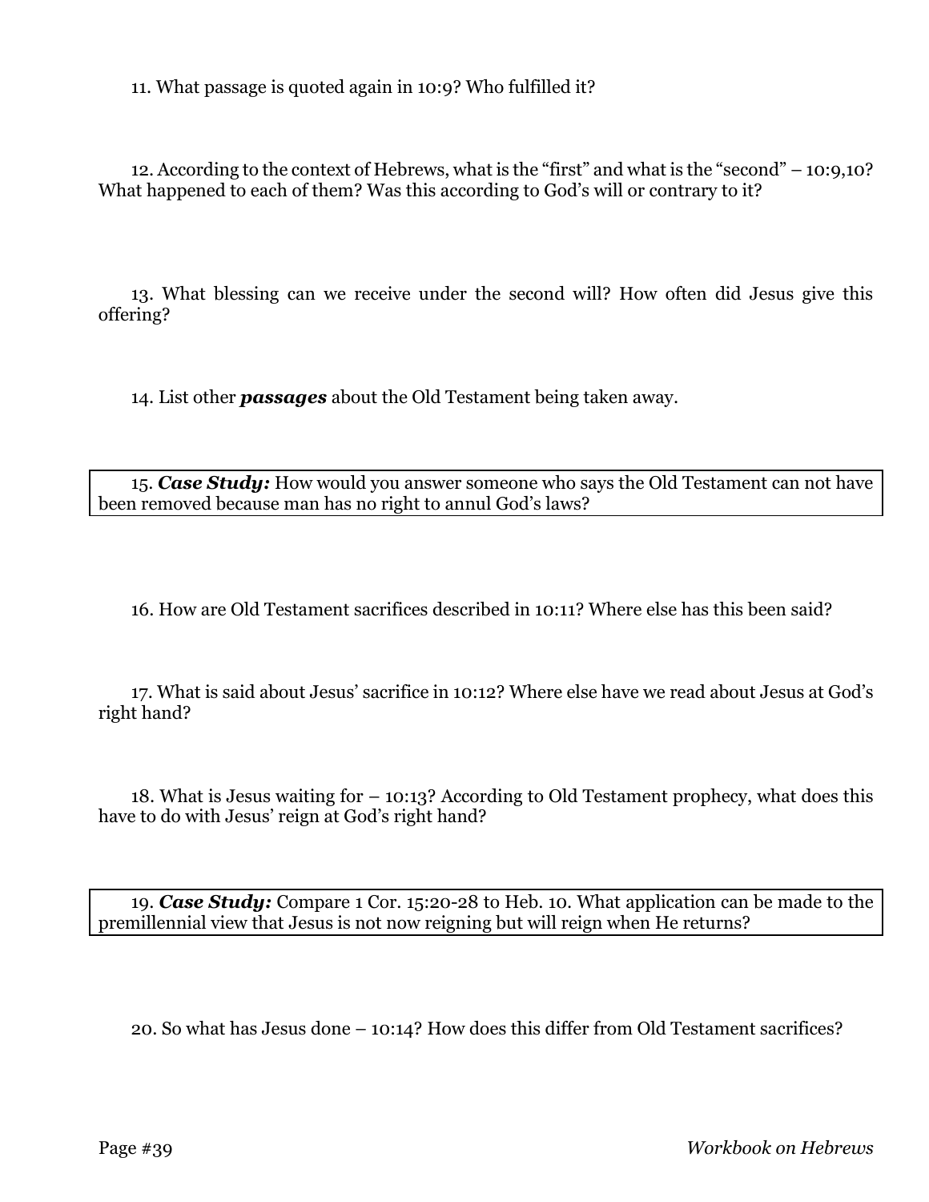11. What passage is quoted again in 10:9? Who fulfilled it?

12. According to the context of Hebrews, what is the "first" and what is the "second" – 10:9,10? What happened to each of them? Was this according to God's will or contrary to it?

13. What blessing can we receive under the second will? How often did Jesus give this offering?

14. List other ***passages*** about the Old Testament being taken away.

15. ***Case Study:*** How would you answer someone who says the Old Testament can not have been removed because man has no right to annul God's laws?

16. How are Old Testament sacrifices described in 10:11? Where else has this been said?

17. What is said about Jesus' sacrifice in 10:12? Where else have we read about Jesus at God's right hand?

18. What is Jesus waiting for – 10:13? According to Old Testament prophecy, what does this have to do with Jesus' reign at God's right hand?

19. ***Case Study:*** Compare 1 Cor. 15:20-28 to Heb. 10. What application can be made to the premillennial view that Jesus is not now reigning but will reign when He returns?

20. So what has Jesus done – 10:14? How does this differ from Old Testament sacrifices?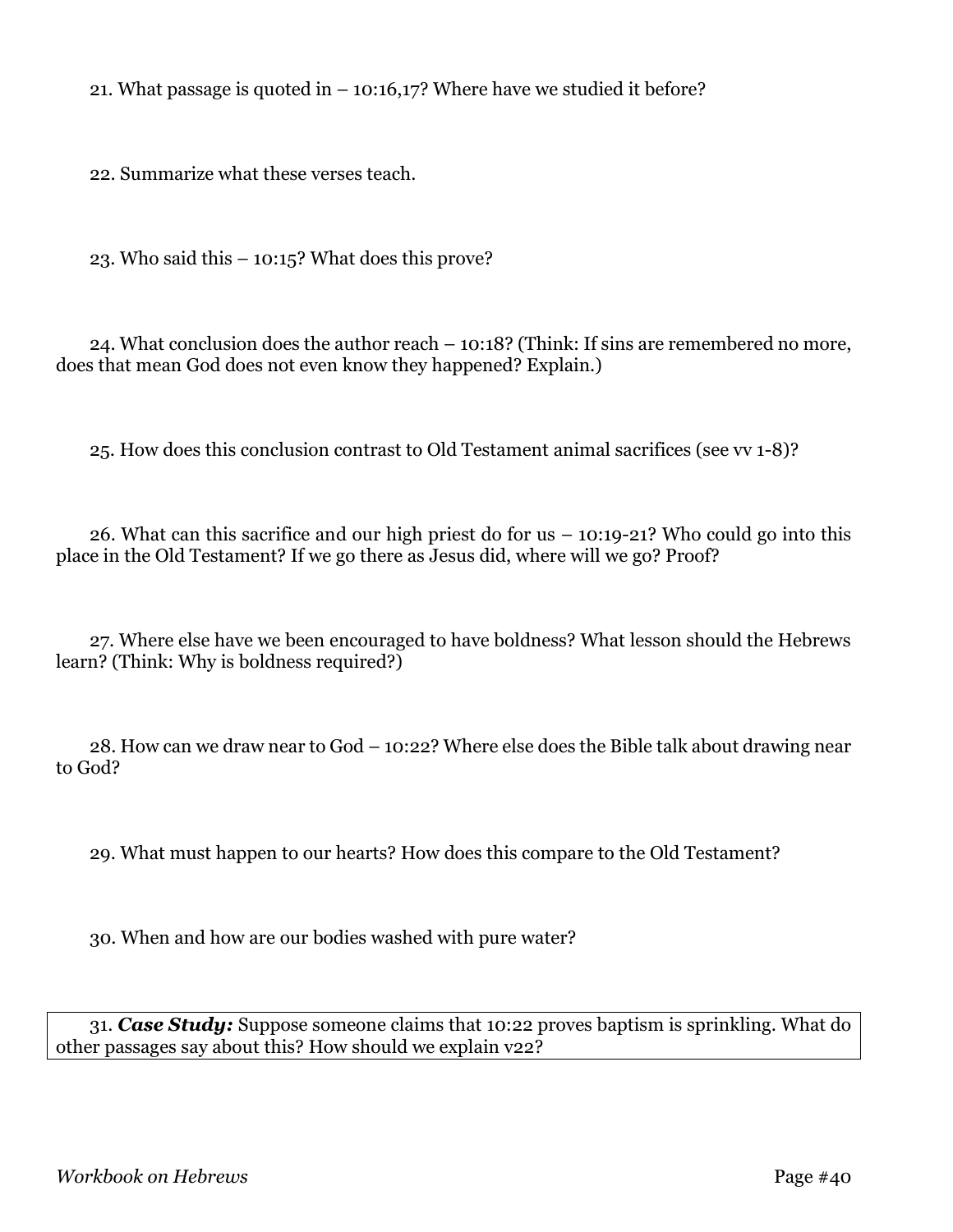21. What passage is quoted in – 10:16,17? Where have we studied it before?

22. Summarize what these verses teach.

23. Who said this – 10:15? What does this prove?

24. What conclusion does the author reach – 10:18? (Think: If sins are remembered no more, does that mean God does not even know they happened? Explain.)

25. How does this conclusion contrast to Old Testament animal sacrifices (see vv 1-8)?

26. What can this sacrifice and our high priest do for us – 10:19-21? Who could go into this place in the Old Testament? If we go there as Jesus did, where will we go? Proof?

27. Where else have we been encouraged to have boldness? What lesson should the Hebrews learn? (Think: Why is boldness required?)

28. How can we draw near to God – 10:22? Where else does the Bible talk about drawing near to God?

29. What must happen to our hearts? How does this compare to the Old Testament?

30. When and how are our bodies washed with pure water?

31. ***Case Study:*** Suppose someone claims that 10:22 proves baptism is sprinkling. What do other passages say about this? How should we explain v22?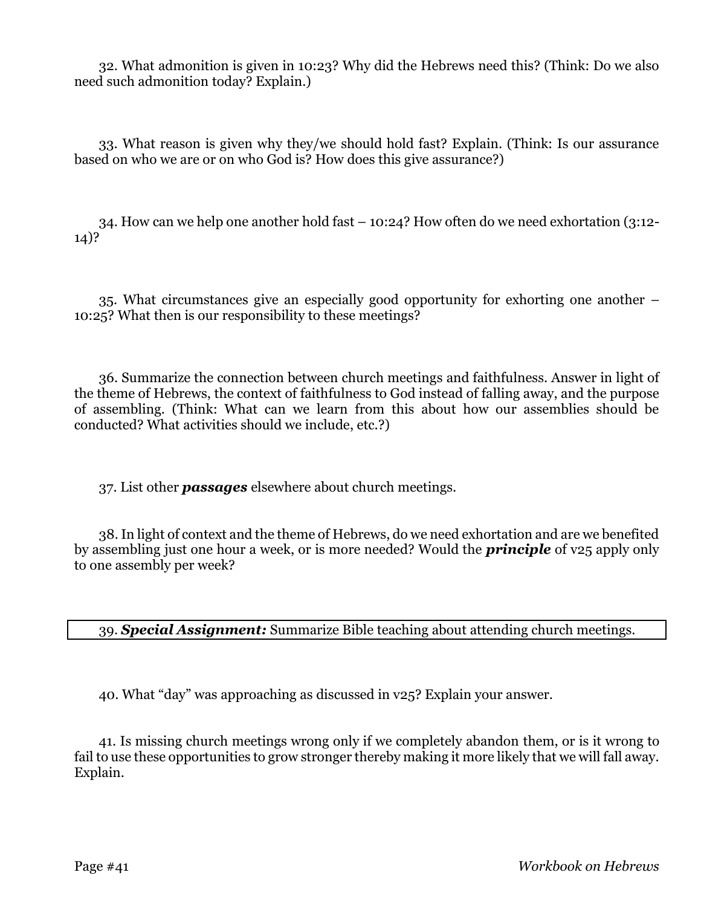32. What admonition is given in 10:23? Why did the Hebrews need this? (Think: Do we also need such admonition today? Explain.)

33. What reason is given why they/we should hold fast? Explain. (Think: Is our assurance based on who we are or on who God is? How does this give assurance?)

34. How can we help one another hold fast – 10:24? How often do we need exhortation (3:12-14)?

35. What circumstances give an especially good opportunity for exhorting one another – 10:25? What then is our responsibility to these meetings?

36. Summarize the connection between church meetings and faithfulness. Answer in light of the theme of Hebrews, the context of faithfulness to God instead of falling away, and the purpose of assembling. (Think: What can we learn from this about how our assemblies should be conducted? What activities should we include, etc.?)

37. List other ***passages*** elsewhere about church meetings.

38. In light of context and the theme of Hebrews, do we need exhortation and are we benefited by assembling just one hour a week, or is more needed? Would the ***principle*** of v25 apply only to one assembly per week?

39. ***Special Assignment:*** Summarize Bible teaching about attending church meetings.

40. What "day" was approaching as discussed in v25? Explain your answer.

41. Is missing church meetings wrong only if we completely abandon them, or is it wrong to fail to use these opportunities to grow stronger thereby making it more likely that we will fall away. Explain.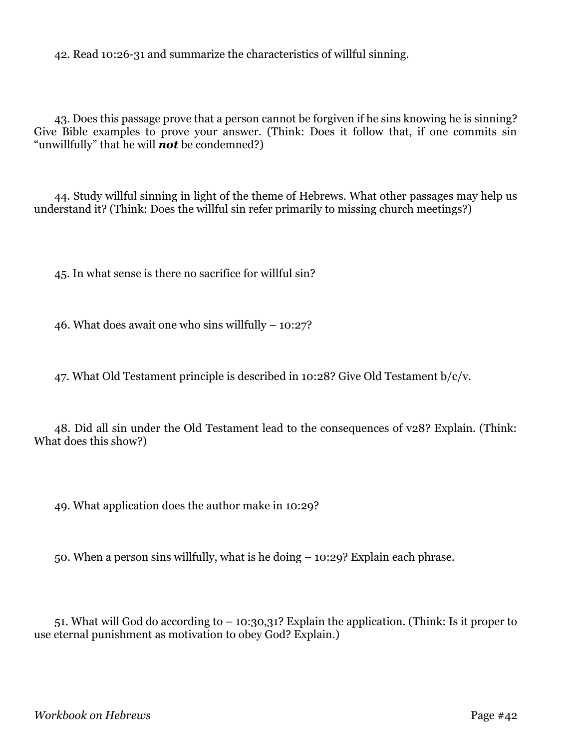42. Read 10:26-31 and summarize the characteristics of willful sinning.

43. Does this passage prove that a person cannot be forgiven if he sins knowing he is sinning? Give Bible examples to prove your answer. (Think: Does it follow that, if one commits sin "unwillfully" that he will ***not*** be condemned?)

44. Study willful sinning in light of the theme of Hebrews. What other passages may help us understand it? (Think: Does the willful sin refer primarily to missing church meetings?)

45. In what sense is there no sacrifice for willful sin?

46. What does await one who sins willfully – 10:27?

47. What Old Testament principle is described in 10:28? Give Old Testament b/c/v.

48. Did all sin under the Old Testament lead to the consequences of v28? Explain. (Think: What does this show?)

49. What application does the author make in 10:29?

50. When a person sins willfully, what is he doing – 10:29? Explain each phrase.

51. What will God do according to – 10:30,31? Explain the application. (Think: Is it proper to use eternal punishment as motivation to obey God? Explain.)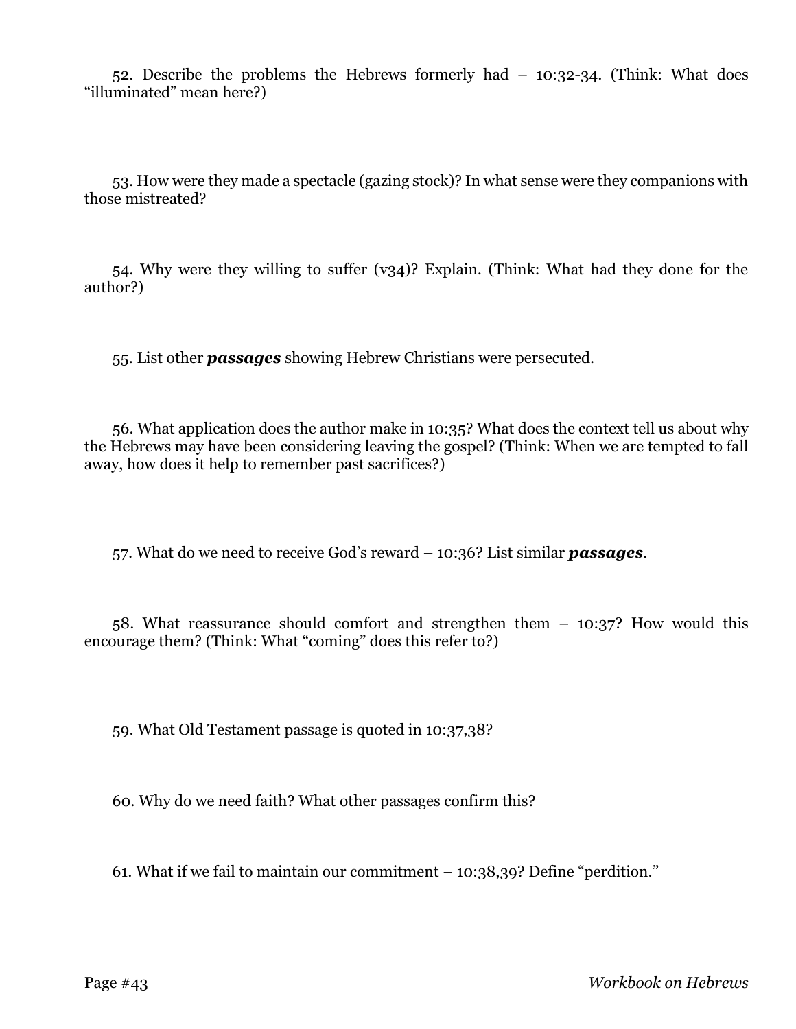52. Describe the problems the Hebrews formerly had – 10:32-34. (Think: What does "illuminated" mean here?)

53. How were they made a spectacle (gazing stock)? In what sense were they companions with those mistreated?

54. Why were they willing to suffer (v34)? Explain. (Think: What had they done for the author?)

55. List other ***passages*** showing Hebrew Christians were persecuted.

56. What application does the author make in 10:35? What does the context tell us about why the Hebrews may have been considering leaving the gospel? (Think: When we are tempted to fall away, how does it help to remember past sacrifices?)

57. What do we need to receive God's reward – 10:36? List similar ***passages***.

58. What reassurance should comfort and strengthen them – 10:37? How would this encourage them? (Think: What "coming" does this refer to?)

59. What Old Testament passage is quoted in 10:37,38?

60. Why do we need faith? What other passages confirm this?

61. What if we fail to maintain our commitment – 10:38,39? Define "perdition."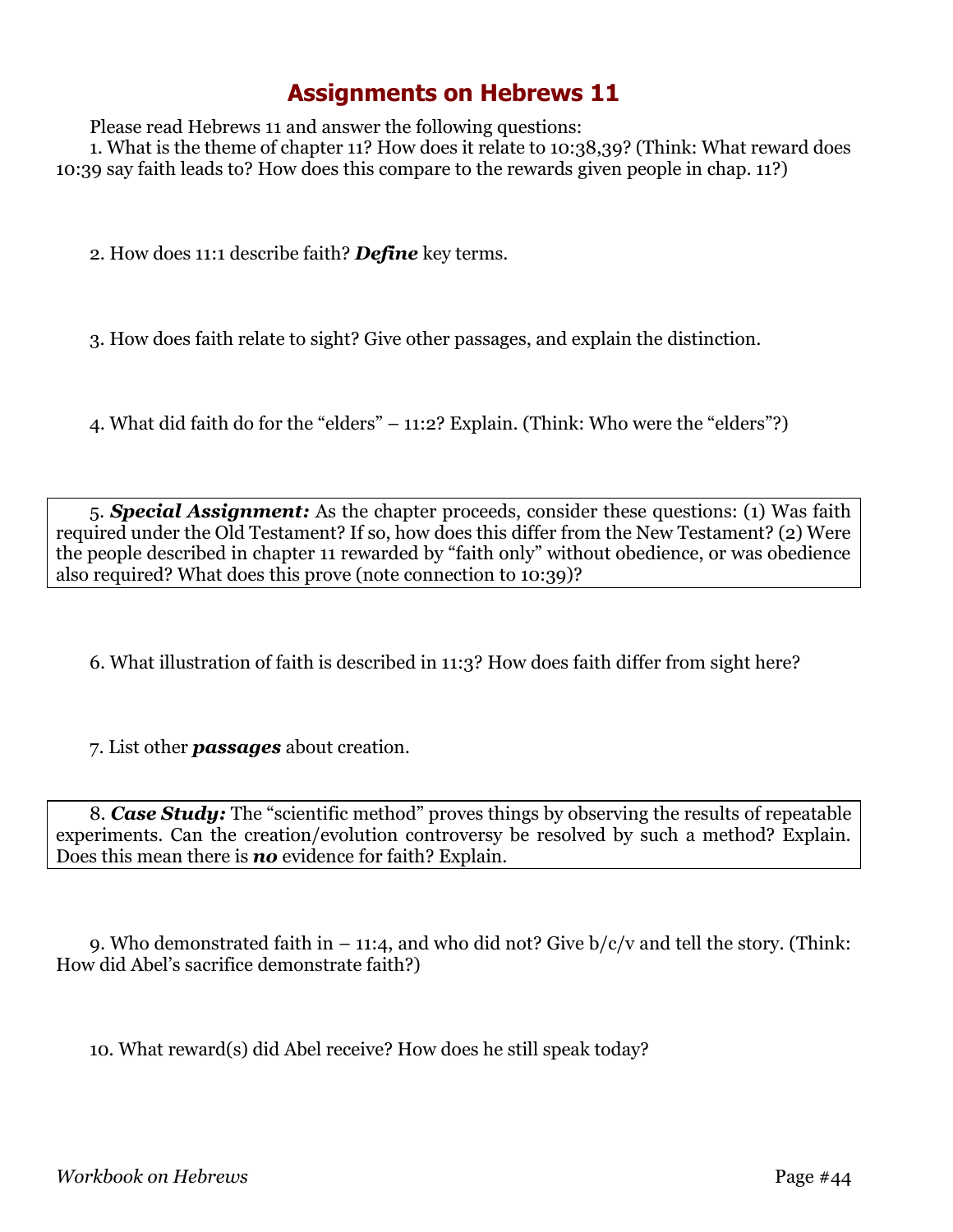# Assignments on Hebrews 11

Please read Hebrews 11 and answer the following questions:

1. What is the theme of chapter 11? How does it relate to 10:38,39? (Think: What reward does 10:39 say faith leads to? How does this compare to the rewards given people in chap. 11?)

2. How does 11:1 describe faith? ***Define*** key terms.

3. How does faith relate to sight? Give other passages, and explain the distinction.

4. What did faith do for the "elders" – 11:2? Explain. (Think: Who were the "elders"?)

5. ***Special Assignment:*** As the chapter proceeds, consider these questions: (1) Was faith required under the Old Testament? If so, how does this differ from the New Testament? (2) Were the people described in chapter 11 rewarded by "faith only" without obedience, or was obedience also required? What does this prove (note connection to 10:39)?

6. What illustration of faith is described in 11:3? How does faith differ from sight here?

7. List other ***passages*** about creation.

8. ***Case Study:*** The "scientific method" proves things by observing the results of repeatable experiments. Can the creation/evolution controversy be resolved by such a method? Explain. Does this mean there is ***no*** evidence for faith? Explain.

9. Who demonstrated faith in – 11:4, and who did not? Give b/c/v and tell the story. (Think: How did Abel's sacrifice demonstrate faith?)

10. What reward(s) did Abel receive? How does he still speak today?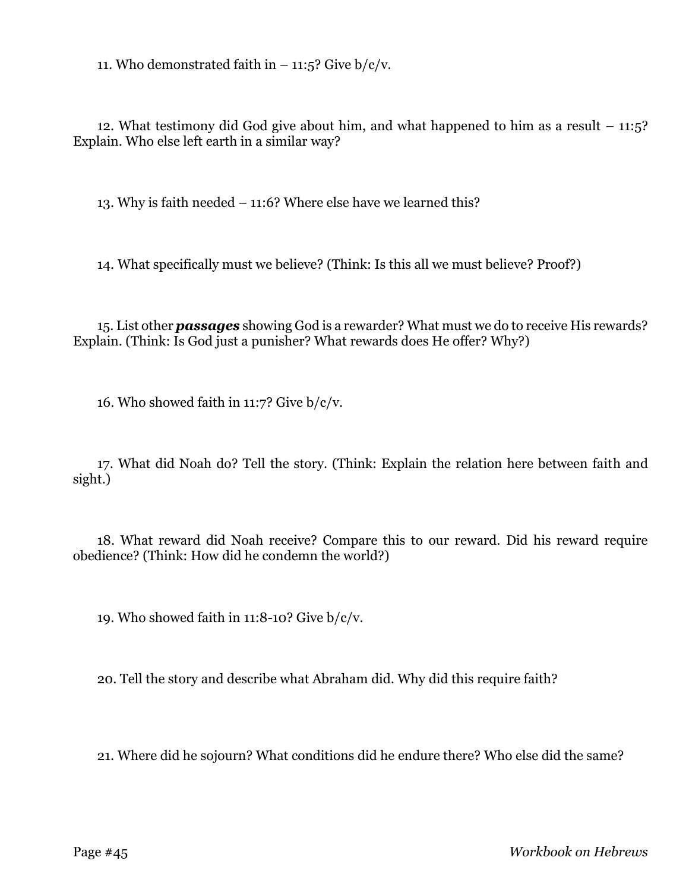11. Who demonstrated faith in – 11:5? Give b/c/v.

12. What testimony did God give about him, and what happened to him as a result – 11:5? Explain. Who else left earth in a similar way?

13. Why is faith needed – 11:6? Where else have we learned this?

14. What specifically must we believe? (Think: Is this all we must believe? Proof?)

15. List other ***passages*** showing God is a rewarder? What must we do to receive His rewards? Explain. (Think: Is God just a punisher? What rewards does He offer? Why?)

16. Who showed faith in 11:7? Give b/c/v.

17. What did Noah do? Tell the story. (Think: Explain the relation here between faith and sight.)

18. What reward did Noah receive? Compare this to our reward. Did his reward require obedience? (Think: How did he condemn the world?)

19. Who showed faith in 11:8-10? Give b/c/v.

20. Tell the story and describe what Abraham did. Why did this require faith?

21. Where did he sojourn? What conditions did he endure there? Who else did the same?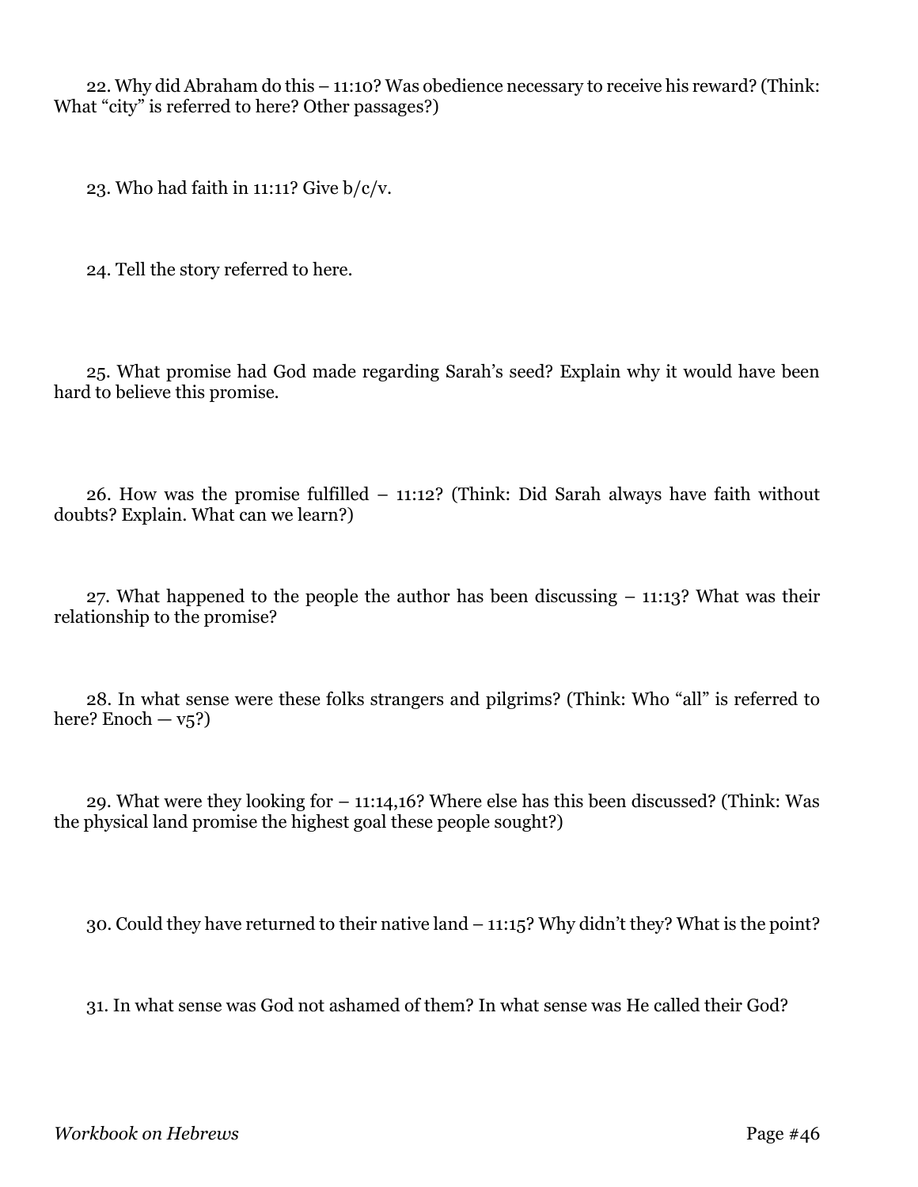22. Why did Abraham do this – 11:10? Was obedience necessary to receive his reward? (Think: What "city" is referred to here? Other passages?)

23. Who had faith in 11:11? Give b/c/v.

24. Tell the story referred to here.

25. What promise had God made regarding Sarah's seed? Explain why it would have been hard to believe this promise.

26. How was the promise fulfilled – 11:12? (Think: Did Sarah always have faith without doubts? Explain. What can we learn?)

27. What happened to the people the author has been discussing – 11:13? What was their relationship to the promise?

28. In what sense were these folks strangers and pilgrims? (Think: Who "all" is referred to here? Enoch — v5?)

29. What were they looking for – 11:14,16? Where else has this been discussed? (Think: Was the physical land promise the highest goal these people sought?)

30. Could they have returned to their native land – 11:15? Why didn't they? What is the point?

31. In what sense was God not ashamed of them? In what sense was He called their God?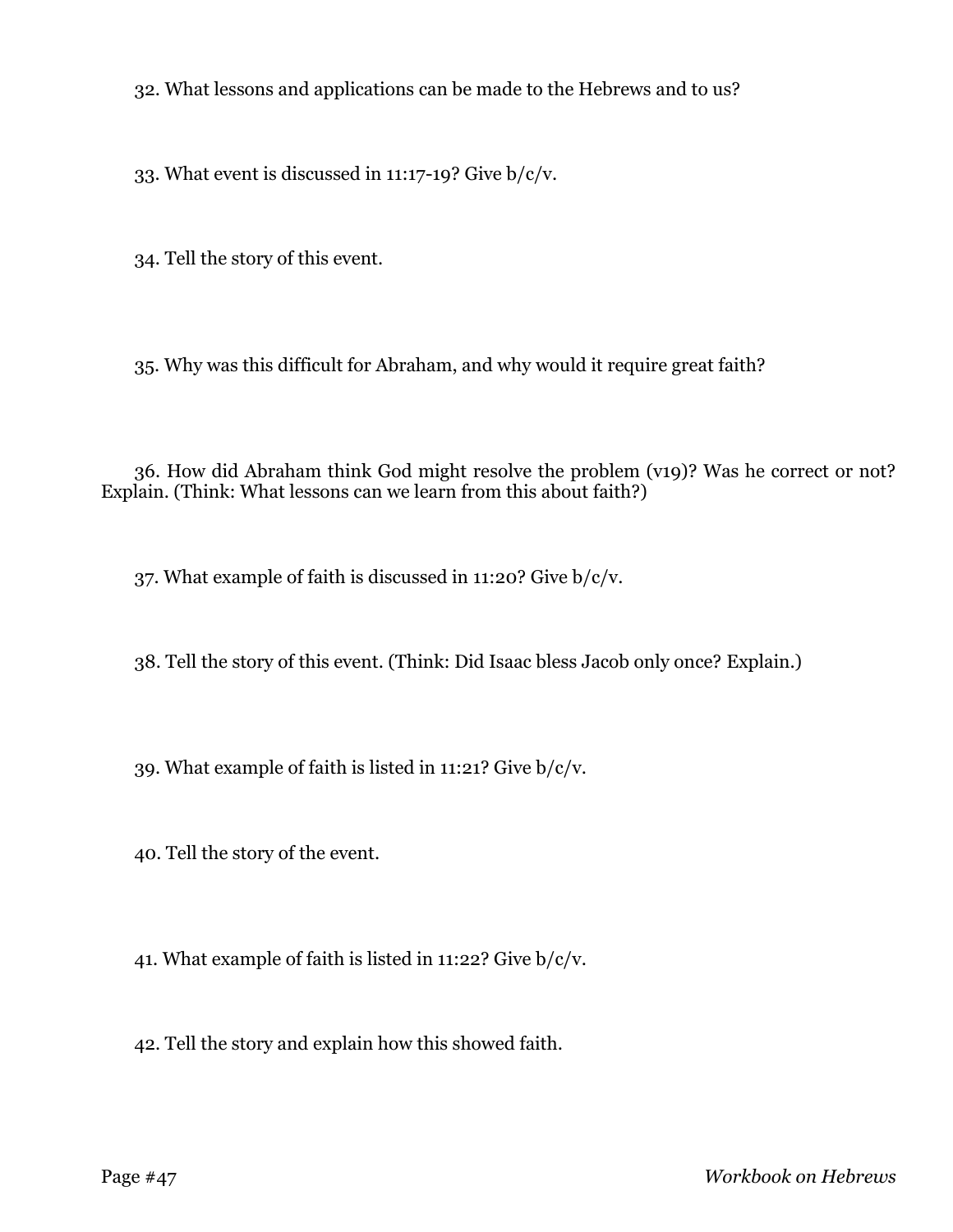32. What lessons and applications can be made to the Hebrews and to us?

33. What event is discussed in 11:17-19? Give b/c/v.

34. Tell the story of this event.

35. Why was this difficult for Abraham, and why would it require great faith?

36. How did Abraham think God might resolve the problem (v19)? Was he correct or not? Explain. (Think: What lessons can we learn from this about faith?)

37. What example of faith is discussed in 11:20? Give b/c/v.

38. Tell the story of this event. (Think: Did Isaac bless Jacob only once? Explain.)

39. What example of faith is listed in 11:21? Give b/c/v.

40. Tell the story of the event.

41. What example of faith is listed in 11:22? Give b/c/v.

42. Tell the story and explain how this showed faith.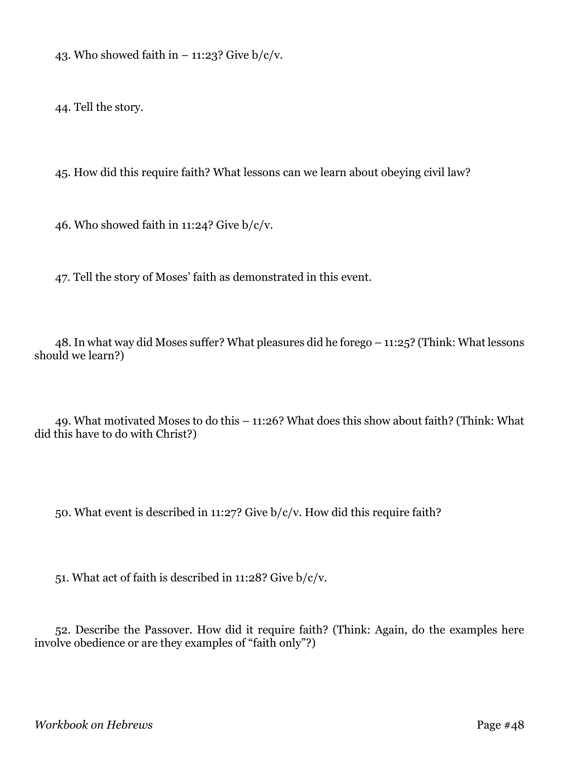43. Who showed faith in – 11:23? Give b/c/v.

44. Tell the story.

45. How did this require faith? What lessons can we learn about obeying civil law?

46. Who showed faith in 11:24? Give b/c/v.

47. Tell the story of Moses' faith as demonstrated in this event.

48. In what way did Moses suffer? What pleasures did he forego – 11:25? (Think: What lessons should we learn?)

49. What motivated Moses to do this – 11:26? What does this show about faith? (Think: What did this have to do with Christ?)

50. What event is described in 11:27? Give b/c/v. How did this require faith?

51. What act of faith is described in 11:28? Give b/c/v.

52. Describe the Passover. How did it require faith? (Think: Again, do the examples here involve obedience or are they examples of "faith only"?)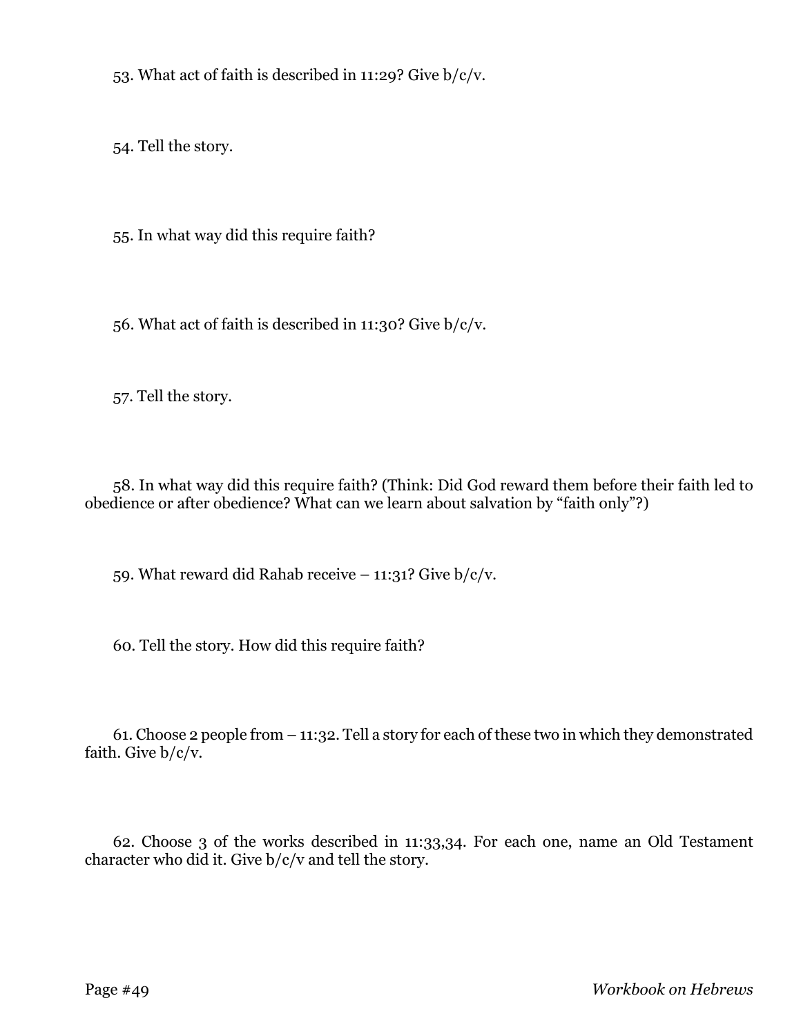53. What act of faith is described in 11:29? Give b/c/v.

54. Tell the story.

55. In what way did this require faith?

56. What act of faith is described in 11:30? Give b/c/v.

57. Tell the story.

58. In what way did this require faith? (Think: Did God reward them before their faith led to obedience or after obedience? What can we learn about salvation by "faith only"?)

59. What reward did Rahab receive – 11:31? Give b/c/v.

60. Tell the story. How did this require faith?

61. Choose 2 people from – 11:32. Tell a story for each of these two in which they demonstrated faith. Give b/c/v.

62. Choose 3 of the works described in 11:33,34. For each one, name an Old Testament character who did it. Give b/c/v and tell the story.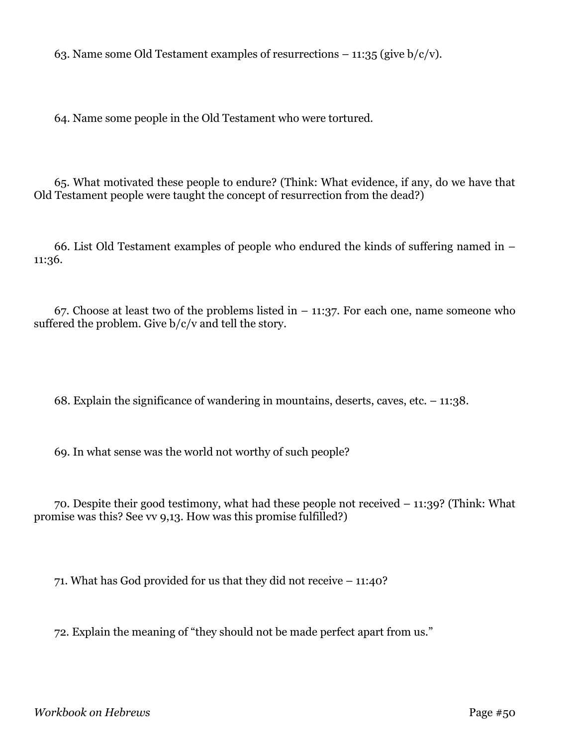63. Name some Old Testament examples of resurrections – 11:35 (give b/c/v).

64. Name some people in the Old Testament who were tortured.

65. What motivated these people to endure? (Think: What evidence, if any, do we have that Old Testament people were taught the concept of resurrection from the dead?)

66. List Old Testament examples of people who endured the kinds of suffering named in – 11:36.

67. Choose at least two of the problems listed in – 11:37. For each one, name someone who suffered the problem. Give b/c/v and tell the story.

68. Explain the significance of wandering in mountains, deserts, caves, etc. – 11:38.

69. In what sense was the world not worthy of such people?

70. Despite their good testimony, what had these people not received – 11:39? (Think: What promise was this? See vv 9,13. How was this promise fulfilled?)

71. What has God provided for us that they did not receive – 11:40?

72. Explain the meaning of "they should not be made perfect apart from us."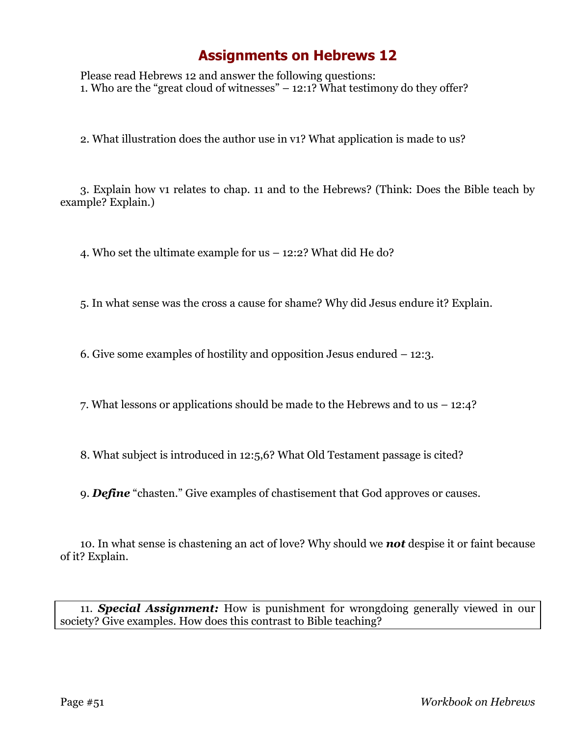# Assignments on Hebrews 12

Please read Hebrews 12 and answer the following questions:

1. Who are the "great cloud of witnesses" – 12:1? What testimony do they offer?

2. What illustration does the author use in v1? What application is made to us?

3. Explain how v1 relates to chap. 11 and to the Hebrews? (Think: Does the Bible teach by example? Explain.)

4. Who set the ultimate example for us – 12:2? What did He do?

5. In what sense was the cross a cause for shame? Why did Jesus endure it? Explain.

6. Give some examples of hostility and opposition Jesus endured – 12:3.

7. What lessons or applications should be made to the Hebrews and to us – 12:4?

8. What subject is introduced in 12:5,6? What Old Testament passage is cited?

9. ***Define*** "chasten." Give examples of chastisement that God approves or causes.

10. In what sense is chastening an act of love? Why should we ***not*** despise it or faint because of it? Explain.

11. ***Special Assignment:*** How is punishment for wrongdoing generally viewed in our society? Give examples. How does this contrast to Bible teaching?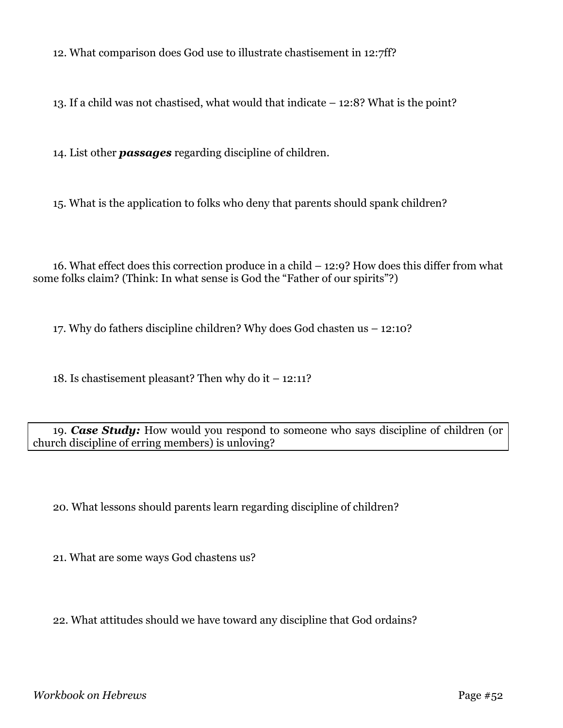12. What comparison does God use to illustrate chastisement in 12:7ff?

13. If a child was not chastised, what would that indicate – 12:8? What is the point?

14. List other ***passages*** regarding discipline of children.

15. What is the application to folks who deny that parents should spank children?

16. What effect does this correction produce in a child – 12:9? How does this differ from what some folks claim? (Think: In what sense is God the "Father of our spirits"?)

17. Why do fathers discipline children? Why does God chasten us – 12:10?

18. Is chastisement pleasant? Then why do it – 12:11?

19. ***Case Study:*** How would you respond to someone who says discipline of children (or church discipline of erring members) is unloving?

20. What lessons should parents learn regarding discipline of children?

21. What are some ways God chastens us?

22. What attitudes should we have toward any discipline that God ordains?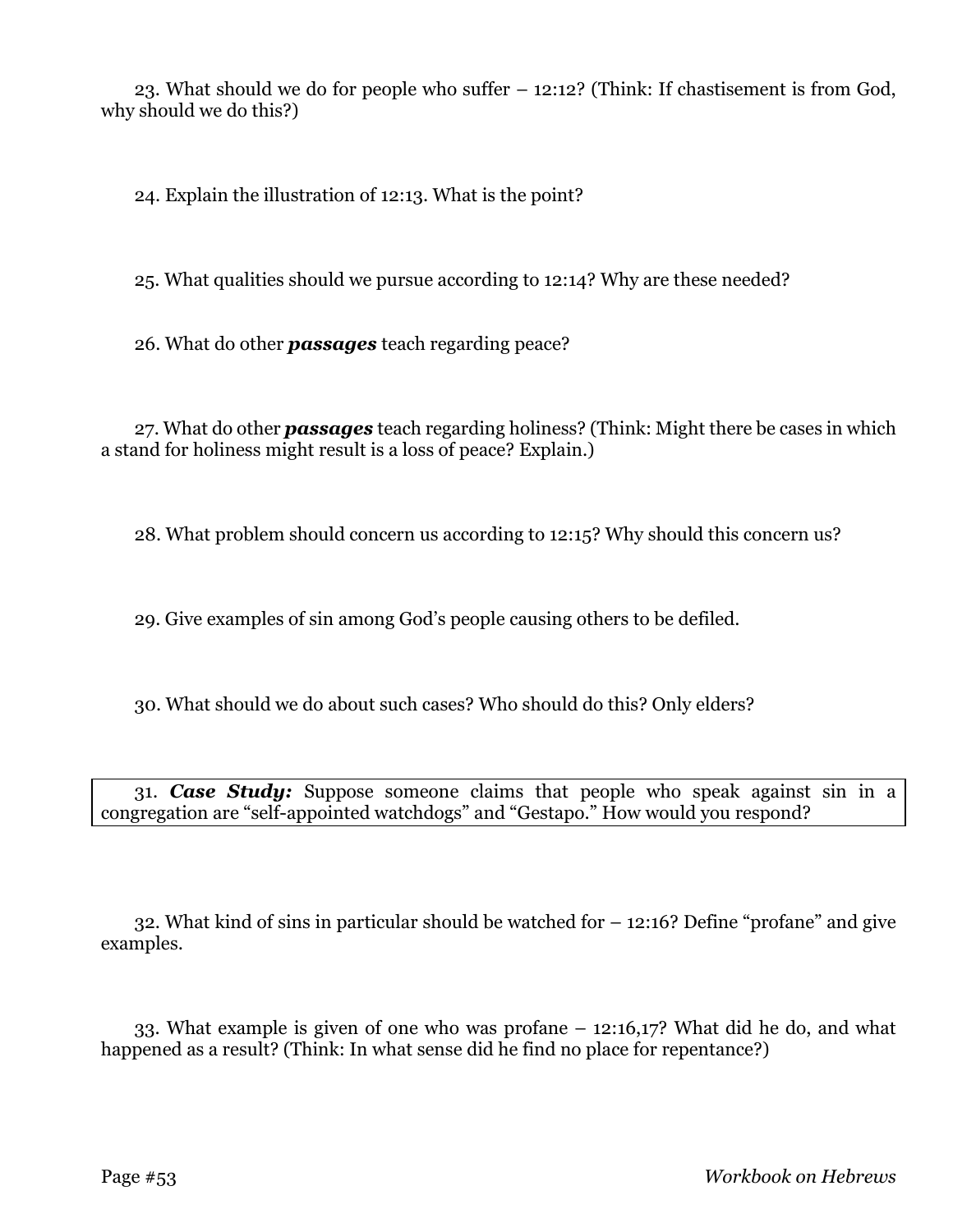23. What should we do for people who suffer – 12:12? (Think: If chastisement is from God, why should we do this?)

24. Explain the illustration of 12:13. What is the point?

25. What qualities should we pursue according to 12:14? Why are these needed?

26. What do other ***passages*** teach regarding peace?

27. What do other ***passages*** teach regarding holiness? (Think: Might there be cases in which a stand for holiness might result is a loss of peace? Explain.)

28. What problem should concern us according to 12:15? Why should this concern us?

29. Give examples of sin among God's people causing others to be defiled.

30. What should we do about such cases? Who should do this? Only elders?

31. ***Case Study:*** Suppose someone claims that people who speak against sin in a congregation are "self-appointed watchdogs" and "Gestapo." How would you respond?

32. What kind of sins in particular should be watched for – 12:16? Define "profane" and give examples.

33. What example is given of one who was profane – 12:16,17? What did he do, and what happened as a result? (Think: In what sense did he find no place for repentance?)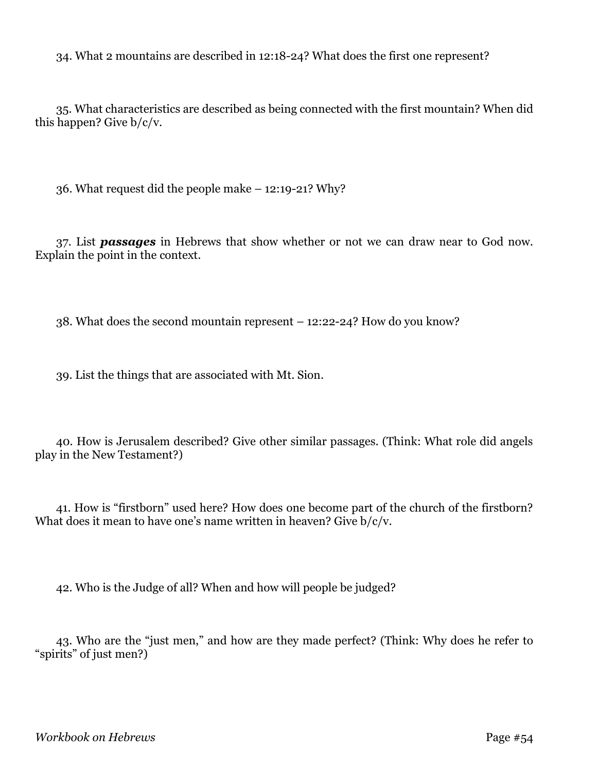34. What 2 mountains are described in 12:18-24? What does the first one represent?

35. What characteristics are described as being connected with the first mountain? When did this happen? Give b/c/v.

36. What request did the people make – 12:19-21? Why?

37. List ***passages*** in Hebrews that show whether or not we can draw near to God now. Explain the point in the context.

38. What does the second mountain represent – 12:22-24? How do you know?

39. List the things that are associated with Mt. Sion.

40. How is Jerusalem described? Give other similar passages. (Think: What role did angels play in the New Testament?)

41. How is "firstborn" used here? How does one become part of the church of the firstborn? What does it mean to have one's name written in heaven? Give b/c/v.

42. Who is the Judge of all? When and how will people be judged?

43. Who are the "just men," and how are they made perfect? (Think: Why does he refer to "spirits" of just men?)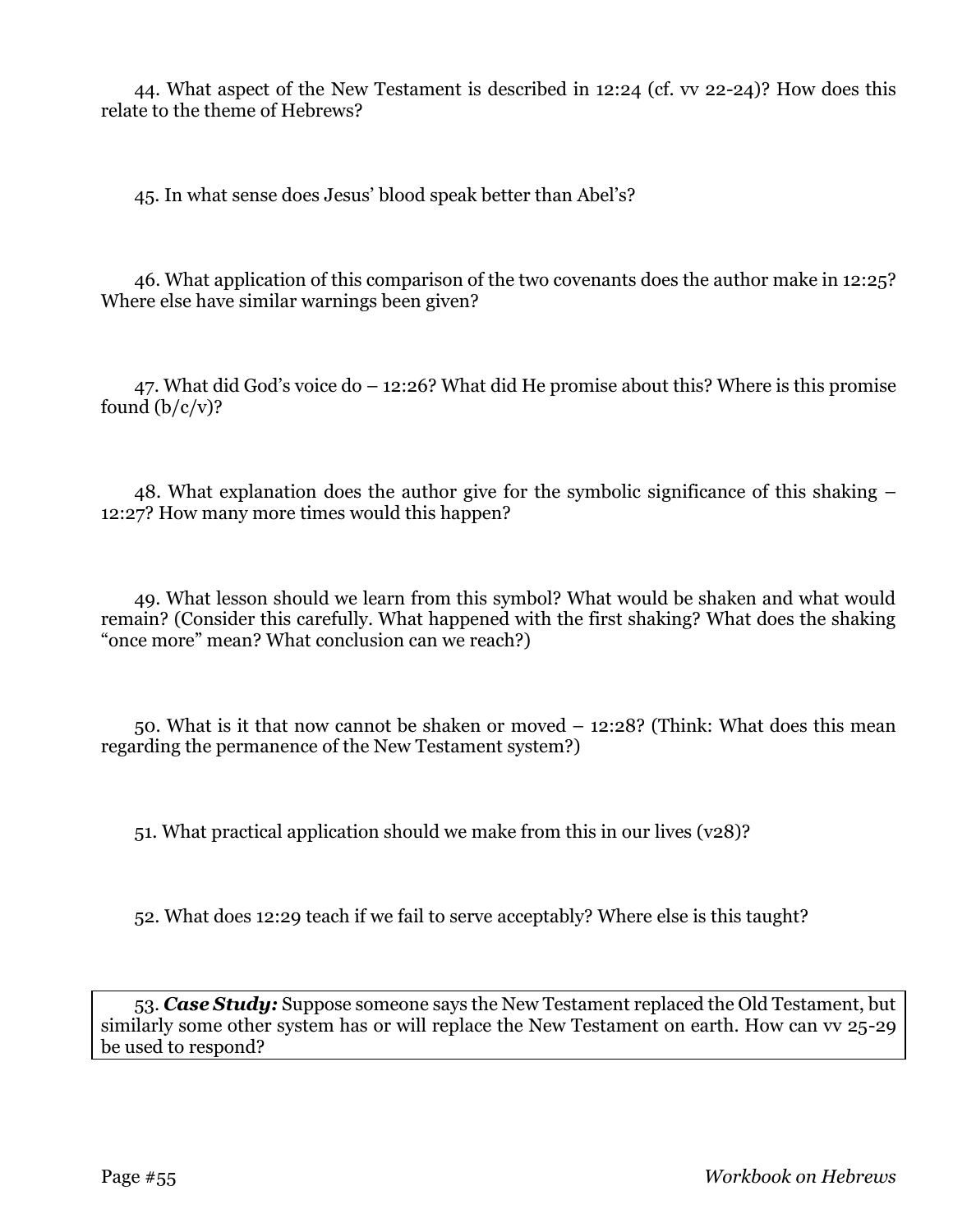44. What aspect of the New Testament is described in 12:24 (cf. vv 22-24)? How does this relate to the theme of Hebrews?

45. In what sense does Jesus' blood speak better than Abel's?

46. What application of this comparison of the two covenants does the author make in 12:25? Where else have similar warnings been given?

47. What did God's voice do – 12:26? What did He promise about this? Where is this promise found (b/c/v)?

48. What explanation does the author give for the symbolic significance of this shaking – 12:27? How many more times would this happen?

49. What lesson should we learn from this symbol? What would be shaken and what would remain? (Consider this carefully. What happened with the first shaking? What does the shaking "once more" mean? What conclusion can we reach?)

50. What is it that now cannot be shaken or moved – 12:28? (Think: What does this mean regarding the permanence of the New Testament system?)

51. What practical application should we make from this in our lives (v28)?

52. What does 12:29 teach if we fail to serve acceptably? Where else is this taught?

53. ***Case Study:*** Suppose someone says the New Testament replaced the Old Testament, but similarly some other system has or will replace the New Testament on earth. How can vv 25-29 be used to respond?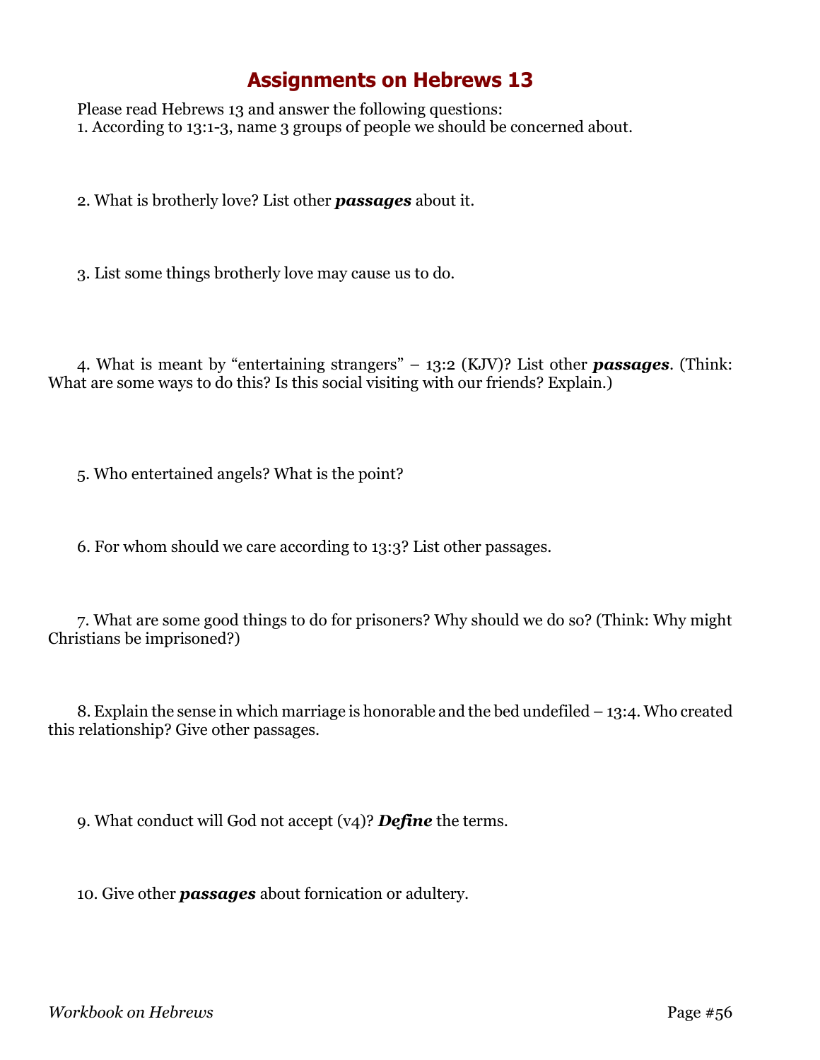# Assignments on Hebrews 13

Please read Hebrews 13 and answer the following questions:

1. According to 13:1-3, name 3 groups of people we should be concerned about.

2. What is brotherly love? List other ***passages*** about it.

3. List some things brotherly love may cause us to do.

4. What is meant by "entertaining strangers" – 13:2 (KJV)? List other ***passages***. (Think: What are some ways to do this? Is this social visiting with our friends? Explain.)

5. Who entertained angels? What is the point?

6. For whom should we care according to 13:3? List other passages.

7. What are some good things to do for prisoners? Why should we do so? (Think: Why might Christians be imprisoned?)

8. Explain the sense in which marriage is honorable and the bed undefiled – 13:4. Who created this relationship? Give other passages.

9. What conduct will God not accept (v4)? ***Define*** the terms.

10. Give other ***passages*** about fornication or adultery.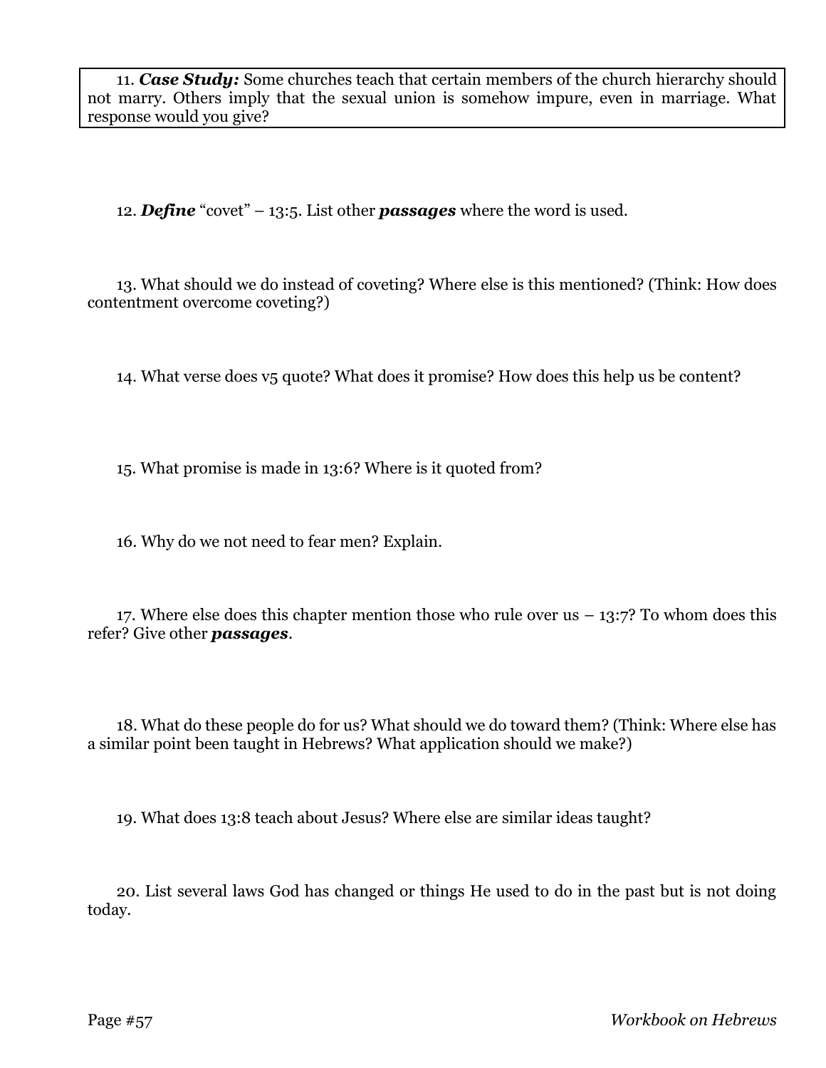11. ***Case Study:*** Some churches teach that certain members of the church hierarchy should not marry. Others imply that the sexual union is somehow impure, even in marriage. What response would you give?

12. ***Define*** "covet" – 13:5. List other ***passages*** where the word is used.

13. What should we do instead of coveting? Where else is this mentioned? (Think: How does contentment overcome coveting?)

14. What verse does v5 quote? What does it promise? How does this help us be content?

15. What promise is made in 13:6? Where is it quoted from?

16. Why do we not need to fear men? Explain.

17. Where else does this chapter mention those who rule over us – 13:7? To whom does this refer? Give other ***passages***.

18. What do these people do for us? What should we do toward them? (Think: Where else has a similar point been taught in Hebrews? What application should we make?)

19. What does 13:8 teach about Jesus? Where else are similar ideas taught?

20. List several laws God has changed or things He used to do in the past but is not doing today.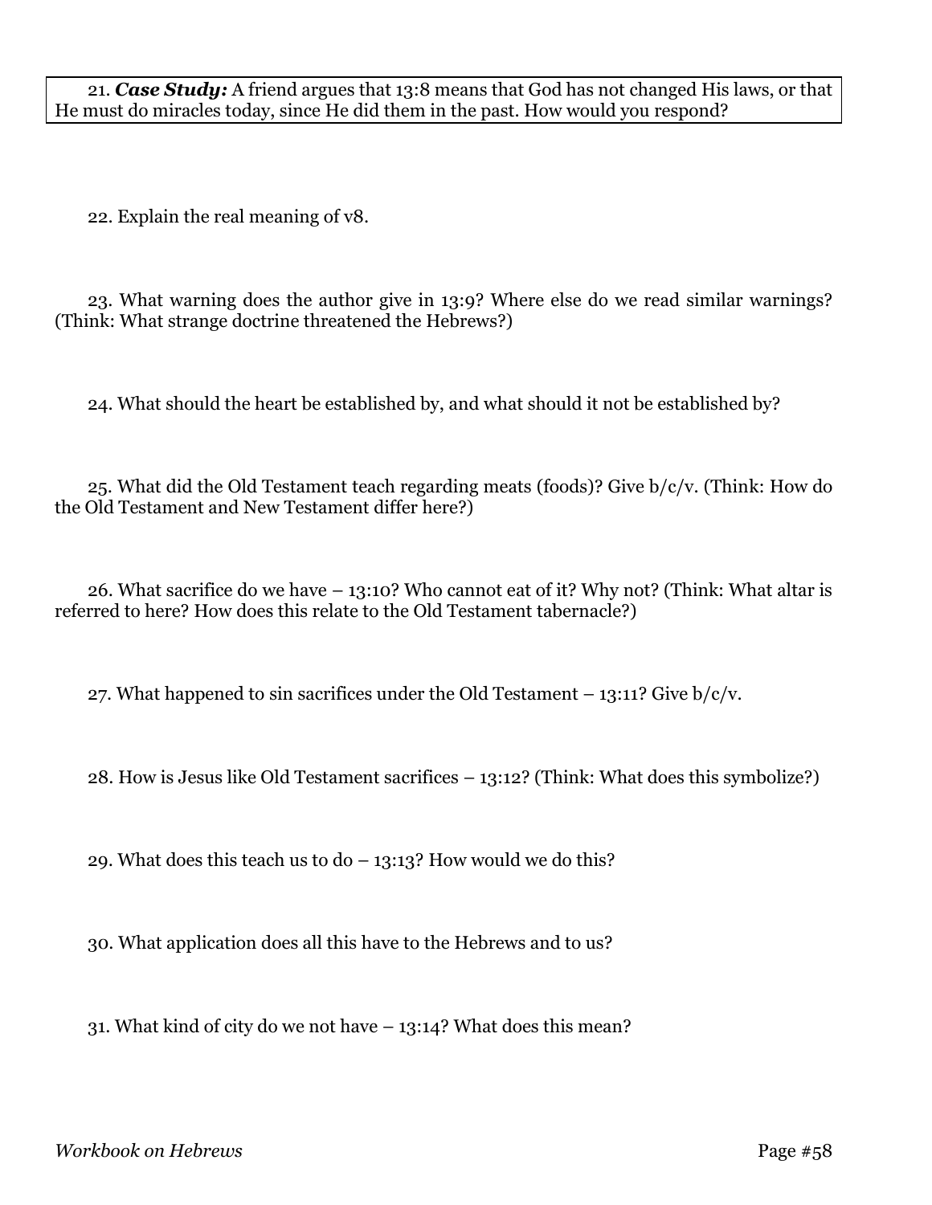21. ***Case Study:*** A friend argues that 13:8 means that God has not changed His laws, or that He must do miracles today, since He did them in the past. How would you respond?

22. Explain the real meaning of v8.

23. What warning does the author give in 13:9? Where else do we read similar warnings? (Think: What strange doctrine threatened the Hebrews?)

24. What should the heart be established by, and what should it not be established by?

25. What did the Old Testament teach regarding meats (foods)? Give b/c/v. (Think: How do the Old Testament and New Testament differ here?)

26. What sacrifice do we have – 13:10? Who cannot eat of it? Why not? (Think: What altar is referred to here? How does this relate to the Old Testament tabernacle?)

27. What happened to sin sacrifices under the Old Testament – 13:11? Give b/c/v.

28. How is Jesus like Old Testament sacrifices – 13:12? (Think: What does this symbolize?)

29. What does this teach us to do – 13:13? How would we do this?

30. What application does all this have to the Hebrews and to us?

31. What kind of city do we not have – 13:14? What does this mean?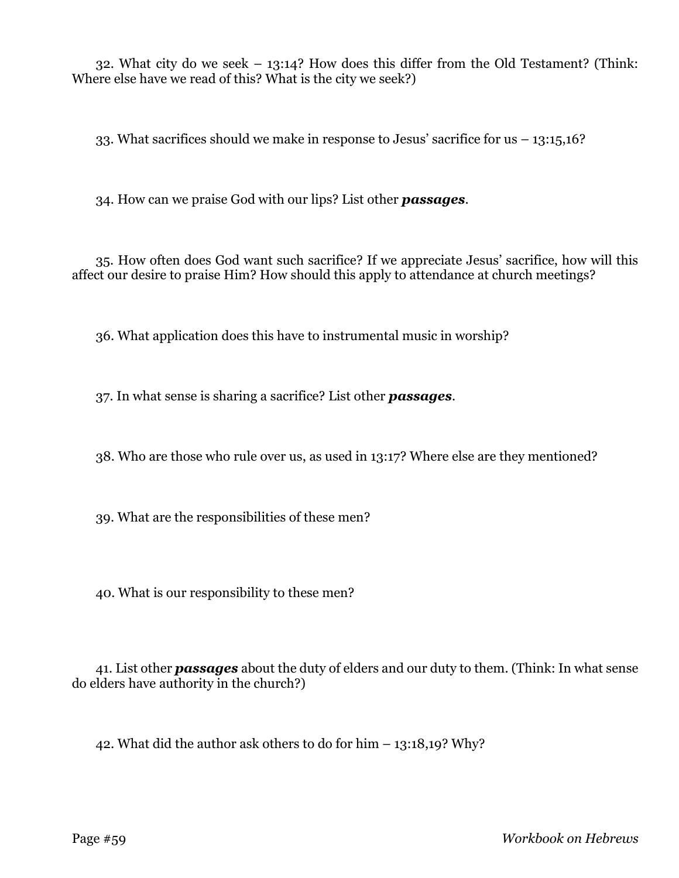32. What city do we seek – 13:14? How does this differ from the Old Testament? (Think: Where else have we read of this? What is the city we seek?)

33. What sacrifices should we make in response to Jesus' sacrifice for us – 13:15,16?

34. How can we praise God with our lips? List other ***passages***.

35. How often does God want such sacrifice? If we appreciate Jesus' sacrifice, how will this affect our desire to praise Him? How should this apply to attendance at church meetings?

36. What application does this have to instrumental music in worship?

37. In what sense is sharing a sacrifice? List other ***passages***.

38. Who are those who rule over us, as used in 13:17? Where else are they mentioned?

39. What are the responsibilities of these men?

40. What is our responsibility to these men?

41. List other ***passages*** about the duty of elders and our duty to them. (Think: In what sense do elders have authority in the church?)

42. What did the author ask others to do for him – 13:18,19? Why?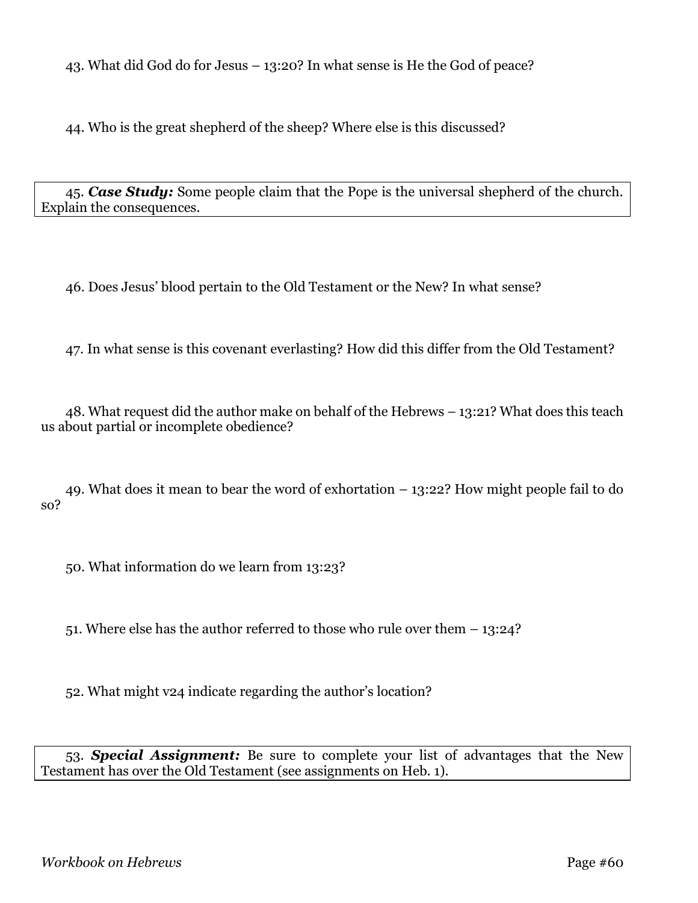43. What did God do for Jesus – 13:20? In what sense is He the God of peace?

44. Who is the great shepherd of the sheep? Where else is this discussed?

45. ***Case Study:*** Some people claim that the Pope is the universal shepherd of the church. Explain the consequences.

46. Does Jesus' blood pertain to the Old Testament or the New? In what sense?

47. In what sense is this covenant everlasting? How did this differ from the Old Testament?

48. What request did the author make on behalf of the Hebrews – 13:21? What does this teach us about partial or incomplete obedience?

49. What does it mean to bear the word of exhortation – 13:22? How might people fail to do so?

50. What information do we learn from 13:23?

51. Where else has the author referred to those who rule over them – 13:24?

52. What might v24 indicate regarding the author's location?

53. ***Special Assignment:*** Be sure to complete your list of advantages that the New Testament has over the Old Testament (see assignments on Heb. 1).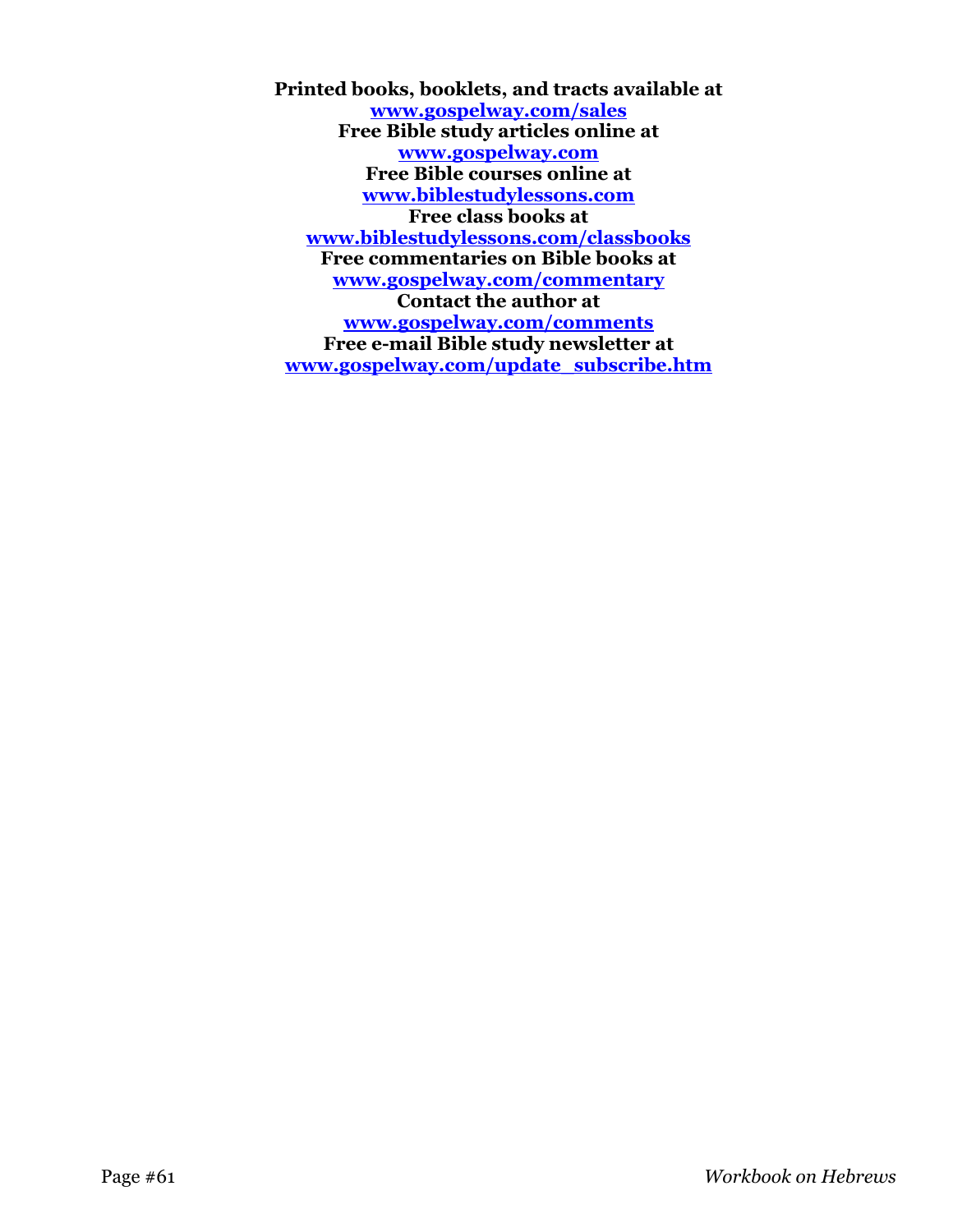**Printed books, booklets, and tracts available at**
**www.gospelway.com/sales**
**Free Bible study articles online at**
**www.gospelway.com**
**Free Bible courses online at**
**www.biblestudylessons.com**
**Free class books at**
**www.biblestudylessons.com/classbooks**
**Free commentaries on Bible books at**
**www.gospelway.com/commentary**
**Contact the author at**
**www.gospelway.com/comments**
**Free e-mail Bible study newsletter at**
**www.gospelway.com/update_subscribe.htm**